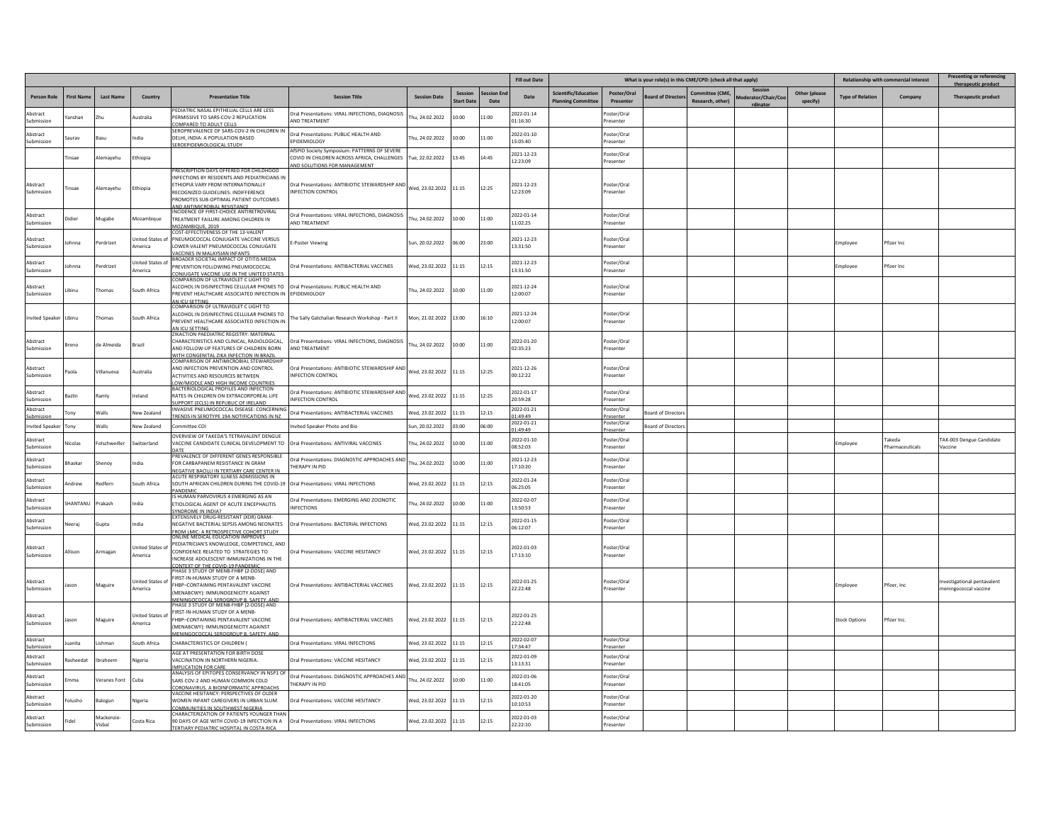| | | | | | | | | | Fill out Date | What is your role(s) in this CME/CPD: (check all that apply) | | | | | | Relationship with commercial interest | | Presenting or referencing therapeutic product |
|---|---|---|---|---|---|---|---|---|---|---|---|---|---|---|---|---|---|---|
| Person Role | First Name | Last Name | Country | Presentation Title | Session Title | Session Date | Session Start Date | Session End Date | Date | Scientific/Education Planning Committee | Poster/Oral Presenter | Board of Directors | Committee (CME, Research, other) | Session Moderator/Chair/Coordinator | Other (please specify) | Type of Relation | Company | Therapeutic product |
| Abstract Submission | Yanshan | Zhu | Australia | PEDIATRIC NASAL EPITHELIAL CELLS ARE LESS PERMISSIVE TO SARS-COV-2 REPLICATION COMPARED TO ADULT CELLS | Oral Presentations: VIRAL INFECTIONS, DIAGNOSIS AND TREATMENT | Thu, 24.02.2022 | 10:00 | 11:00 | 2022-01-14 01:16:30 | | Poster/Oral Presenter | | | | | | | |
| Abstract Submission | Saurav | Basu | India | SEROPREVALENCE OF SARS-COV-2 IN CHILDREN IN DELHI, INDIA: A POPULATION BASED SEROEPIDEMIOLOGICAL STUDY | Oral Presentations: PUBLIC HEALTH AND EPIDEMIOLOGY | Thu, 24.02.2022 | 10:00 | 11:00 | 2022-01-10 15:05:40 | | Poster/Oral Presenter | | | | | | | |
| | Tinsae | Alemayehu | Ethiopia | | AfSPID Society Symposium: PATTERNS OF SEVERE COVID IN CHILDREN ACROSS AFRICA, CHALLENGES AND SOLUTIONS FOR MANAGEMENT | Tue, 22.02.2022 | 13:45 | 14:45 | 2021-12-23 12:23:09 | | Poster/Oral Presenter | | | | | | | |
| Abstract Submission | Tinsae | Alemayehu | Ethiopia | PRESCRIPTION DAYS OFFERED FOR CHILDHOOD INFECTIONS BY RESIDENTS AND PEDIATRICIANS IN ETHIOPIA VARY FROM INTERNATIONALLY RECOGNIZED GUIDELINES: INDIFFERENCE PROMOTES SUB-OPTIMAL PATIENT OUTCOMES AND ANTIMICROBIAL RESISTANCE | Oral Presentations: ANTIBIOTIC STEWARDSHIP AND INFECTION CONTROL | Wed, 23.02.2022 | 11:15 | 12:25 | 2021-12-23 12:23:09 | | Poster/Oral Presenter | | | | | | | |
| Abstract Submission | Didier | Mugabe | Mozambique | INCIDENCE OF FIRST-CHOICE ANTIRETROVIRAL TREATMENT FAILURE AMONG CHILDREN IN MOZAMBIQUE, 2019 | Oral Presentations: VIRAL INFECTIONS, DIAGNOSIS AND TREATMENT | Thu, 24.02.2022 | 10:00 | 11:00 | 2022-01-14 11:02:25 | | Poster/Oral Presenter | | | | | | | |
| Abstract Submission | Johnna | Perdrizet | United States of America | COST-EFFECTIVENESS OF THE 13-VALENT PNEUMOCOCCAL CONJUGATE VACCINE VERSUS LOWER-VALENT PNEUMOCOCCAL CONJUGATE VACCINES IN MALAYSIAN INFANTS | E-Poster Viewing | Sun, 20.02.2022 | 06:00 | 23:00 | 2021-12-23 13:31:50 | | Poster/Oral Presenter | | | | | Employee | Pfizer Inc | |
| Abstract Submission | Johnna | Perdrizet | United States of America | BROADER SOCIETAL IMPACT OF OTITIS MEDIA PREVENTION FOLLOWING PNEUMOCOCCAL CONJUGATE VACCINE USE IN THE UNITED STATES | Oral Presentations: ANTIBACTERIAL VACCINES | Wed, 23.02.2022 | 11:15 | 12:15 | 2021-12-23 13:31:50 | | Poster/Oral Presenter | | | | | Employee | Pfizer Inc | |
| Abstract Submission | Libinu | Thomas | South Africa | COMPARISON OF ULTRAVIOLET C LIGHT TO ALCOHOL IN DISINFECTING CELLULAR PHONES TO PREVENT HEALTHCARE ASSOCIATED INFECTION IN AN ICU SETTING | Oral Presentations: PUBLIC HEALTH AND EPIDEMIOLOGY | Thu, 24.02.2022 | 10:00 | 11:00 | 2021-12-24 12:00:07 | | Poster/Oral Presenter | | | | | | | |
| Invited Speaker | Libinu | Thomas | South Africa | COMPARISON OF ULTRAVIOLET C LIGHT TO ALCOHOL IN DISINFECTING CELLULAR PHONES TO PREVENT HEALTHCARE ASSOCIATED INFECTION IN AN ICU SETTING | The Sally Gatchalian Research Workshop - Part II | Mon, 21.02.2022 | 13:00 | 16:10 | 2021-12-24 12:00:07 | | Poster/Oral Presenter | | | | | | | |
| Abstract Submission | Breno | de Almeida | Brazil | ZIKACTION PAEDIATRIC REGISTRY: MATERNAL CHARACTERISTICS AND CLINICAL, RADIOLOGICAL, AND FOLLOW-UP FEATURES OF CHILDREN BORN WITH CONGENITAL ZIKA INFECTION IN BRAZIL | Oral Presentations: VIRAL INFECTIONS, DIAGNOSIS AND TREATMENT | Thu, 24.02.2022 | 10:00 | 11:00 | 2022-01-20 02:35:23 | | Poster/Oral Presenter | | | | | | | |
| Abstract Submission | Paola | Villanueva | Australia | COMPARISON OF ANTIMICROBIAL STEWARDSHIP AND INFECTION PREVENTION AND CONTROL ACTIVITIES AND RESOURCES BETWEEN LOW/MIDDLE AND HIGH INCOME COUNTRIES | Oral Presentations: ANTIBIOTIC STEWARDSHIP AND INFECTION CONTROL | Wed, 23.02.2022 | 11:15 | 12:25 | 2021-12-26 00:12:22 | | Poster/Oral Presenter | | | | | | | |
| Abstract Submission | Bazlin | Ramly | Ireland | BACTERIOLOGICAL PROFILES AND INFECTION RATES IN CHILDREN ON EXTRACORPOREAL LIFE SUPPORT (ECLS) IN REPUBLIC OF IRELAND | Oral Presentations: ANTIBIOTIC STEWARDSHIP AND INFECTION CONTROL | Wed, 23.02.2022 | 11:15 | 12:25 | 2022-01-17 20:59:28 | | Poster/Oral Presenter | | | | | | | |
| Abstract Submission | Tony | Walls | New Zealand | INVASIVE PNEUMOCOCCAL DISEASE: CONCERNING TRENDS IN SEROTYPE 19A NOTIFICATIONS IN NZ | Oral Presentations: ANTIBACTERIAL VACCINES | Wed, 23.02.2022 | 11:15 | 12:15 | 2022-01-21 01:49:49 | | Poster/Oral Presenter | Board of Directors | | | | | | |
| Invited Speaker | Tony | Walls | New Zealand | Committee COI | Invited Speaker Photo and Bio | Sun, 20.02.2022 | 03:00 | 06:00 | 2022-01-21 01:49:49 | | Poster/Oral Presenter | Board of Directors | | | | | | |
| Abstract Submission | Nicolas | Folschweiller | Switzerland | OVERVIEW OF TAKEDA'S TETRAVALENT DENGUE VACCINE CANDIDATE CLINICAL DEVELOPMENT TO DATE | Oral Presentations: ANTIVIRAL VACCINES | Thu, 24.02.2022 | 10:00 | 11:00 | 2022-01-10 08:52:03 | | Poster/Oral Presenter | | | | | Employee | Takeda Pharmaceuticals | TAK-003 Dengue Candidate Vaccine |
| Abstract Submission | Bhaskar | Shenoy | India | PREVALENCE OF DIFFERENT GENES RESPONSIBLE FOR CARBAPENEM RESISTANCE IN GRAM NEGATIVE BACILLI IN TERTIARY CARE CENTER IN | Oral Presentations: DIAGNOSTIC APPROACHES AND THERAPY IN PID | Thu, 24.02.2022 | 10:00 | 11:00 | 2021-12-23 17:10:20 | | Poster/Oral Presenter | | | | | | | |
| Abstract Submission | Andrew | Redfern | South Africa | ACUTE RESPIRATORY ILLNESS ADMISSIONS IN SOUTH AFRICAN CHILDREN DURING THE COVID-19 PANDEMIC | Oral Presentations: VIRAL INFECTIONS | Wed, 23.02.2022 | 11:15 | 12:15 | 2022-01-24 06:25:05 | | Poster/Oral Presenter | | | | | | | |
| Abstract Submission | SHANTANU | Prakash | India | IS HUMAN PARVOVIRUS 4 EMERGING AS AN ETIOLOGICAL AGENT OF ACUTE ENCEPHALITIS SYNDROME IN INDIA? | Oral Presentations: EMERGING AND ZOONOTIC INFECTIONS | Thu, 24.02.2022 | 10:00 | 11:00 | 2022-02-07 13:50:53 | | Poster/Oral Presenter | | | | | | | |
| Abstract Submission | Neeraj | Gupta | India | EXTENSIVELY DRUG-RESISTANT (XDR) GRAM-NEGATIVE BACTERIAL SEPSIS AMONG NEONATES FROM LMIC: A RETROSPECTIVE COHORT STUDY | Oral Presentations: BACTERIAL INFECTIONS | Wed, 23.02.2022 | 11:15 | 12:15 | 2022-01-15 06:12:07 | | Poster/Oral Presenter | | | | | | | |
| Abstract Submission | Allison | Armagan | United States of America | ONLINE MEDICAL EDUCATION IMPROVES PEDIATRICIAN'S KNOWLEDGE, COMPETENCE, AND CONFIDENCE RELATED TO STRATEGIES TO INCREASE ADOLESCENT IMMUNIZATIONS IN THE CONTEXT OF THE COVID-19 PANDEMIC | Oral Presentations: VACCINE HESITANCY | Wed, 23.02.2022 | 11:15 | 12:15 | 2022-01-03 17:13:10 | | Poster/Oral Presenter | | | | | | | |
| Abstract Submission | Jason | Maguire | United States of America | PHASE 3 STUDY OF MENB-FHBP (2-DOSE) AND FIRST-IN-HUMAN STUDY OF A MENB-FHBP–CONTAINING PENTAVALENT VACCINE (MENABCWY): IMMUNOGENICITY AGAINST MENINGOCOCCAL SEROGROUP B, SAFETY, AND | Oral Presentations: ANTIBACTERIAL VACCINES | Wed, 23.02.2022 | 11:15 | 12:15 | 2022-01-25 22:22:48 | | Poster/Oral Presenter | | | | | Employee | Pfizer, Inc | Investigational pentavalent meningococcal vaccine |
| Abstract Submission | Jason | Maguire | United States of America | PHASE 3 STUDY OF MENB-FHBP (2-DOSE) AND FIRST-IN-HUMAN STUDY OF A MENB-FHBP–CONTAINING PENTAVALENT VACCINE (MENABCWY): IMMUNOGENICITY AGAINST MENINGOCOCCAL SEROGROUP B, SAFETY, AND | Oral Presentations: ANTIBACTERIAL VACCINES | Wed, 23.02.2022 | 11:15 | 12:15 | 2022-01-25 22:22:48 | | | | | | | Stock Options | Pfizer Inc. | |
| Abstract Submission | Juanita | Lishman | South Africa | CHARACTERISTICS OF CHILDREN ( | Oral Presentations: VIRAL INFECTIONS | Wed, 23.02.2022 | 11:15 | 12:15 | 2022-02-07 17:34:47 | | Poster/Oral Presenter | | | | | | | |
| Abstract Submission | Rasheedat | Ibraheem | Nigeria | AGE AT PRESENTATION FOR BIRTH DOSE VACCINATION IN NORTHERN NIGERIA: IMPLICATION FOR CARE | Oral Presentations: VACCINE HESITANCY | Wed, 23.02.2022 | 11:15 | 12:15 | 2022-01-09 13:13:31 | | Poster/Oral Presenter | | | | | | | |
| Abstract Submission | Emma | Veranes Font | Cuba | ANALYSIS OF EPITOPES CONSERVANCY IN NSP1 OF SARS COV-2 AND HUMAN COMMON COLD CORONAVIRUS. A BIOINFORMATIC APPROACHS | Oral Presentations: DIAGNOSTIC APPROACHES AND THERAPY IN PID | Thu, 24.02.2022 | 10:00 | 11:00 | 2022-01-06 18:41:05 | | Poster/Oral Presenter | | | | | | | |
| Abstract Submission | Folusho | Balogun | Nigeria | VACCINE HESITANCY: PERSPECTIVES OF OLDER WOMEN INFANT CAREGIVERS IN URBAN SLUM COMMUNITIES IN SOUTHWEST NIGERIA | Oral Presentations: VACCINE HESITANCY | Wed, 23.02.2022 | 11:15 | 12:15 | 2022-01-20 10:10:53 | | Poster/Oral Presenter | | | | | | | |
| Abstract Submission | Fidel | Mackenzie-Visbal | Costa Rica | CHARACTERIZATION OF PATIENTS YOUNGER THAN 90 DAYS OF AGE WITH COVID-19 INFECTION IN A TERTIARY PEDIATRIC HOSPITAL IN COSTA RICA | Oral Presentations: VIRAL INFECTIONS | Wed, 23.02.2022 | 11:15 | 12:15 | 2022-01-03 22:22:10 | | Poster/Oral Presenter | | | | | | | |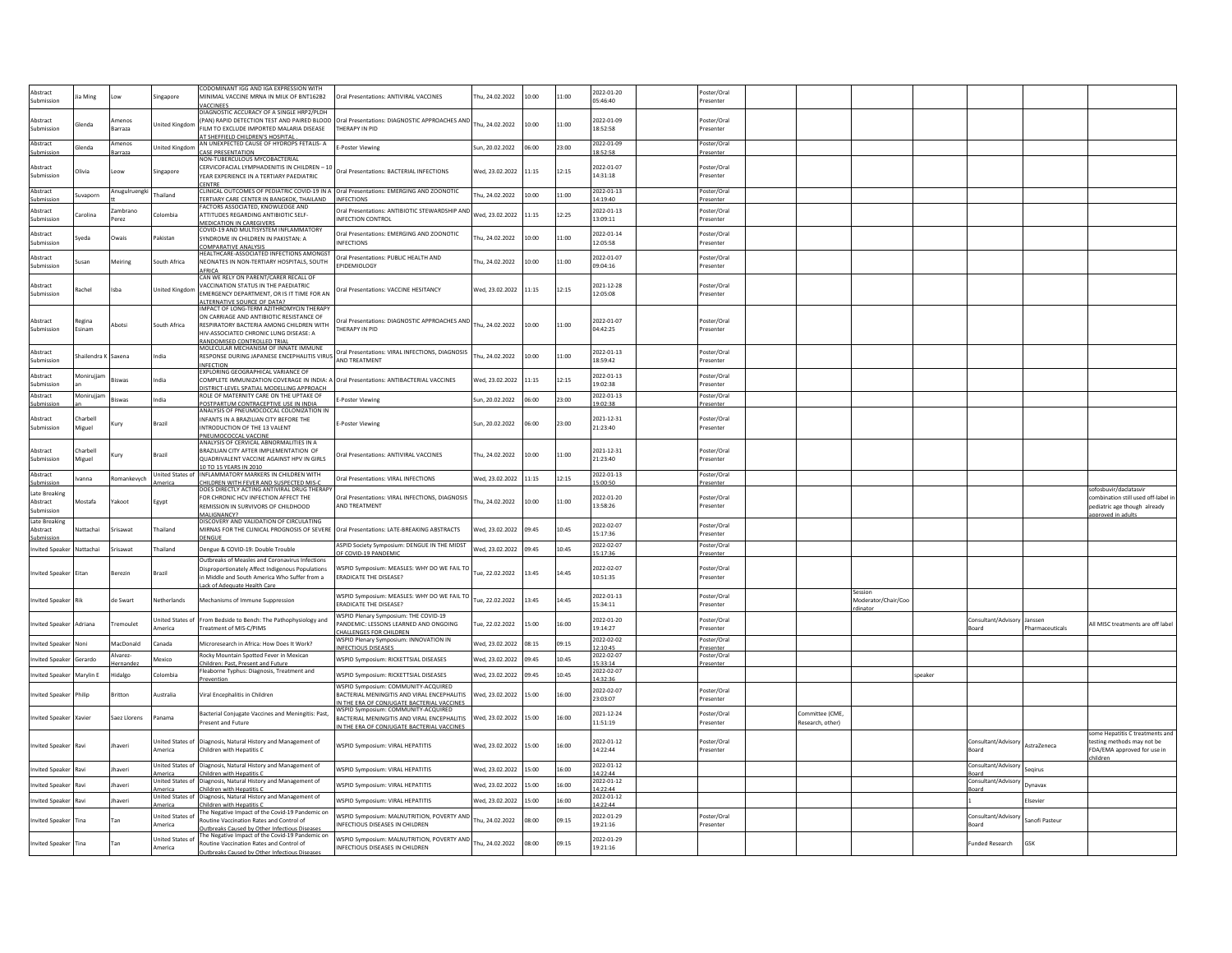| | | | | | | | | | | | | | | | | | | |
|---|---|---|---|---|---|---|---|---|---|---|---|---|---|---|---|---|---|---|
| Abstract Submission | Jia Ming | Low | Singapore | CODOMINANT IGG AND IGA EXPRESSION WITH MINIMAL VACCINE MRNA IN MILK OF BNT162B2 VACCINEES | Oral Presentations: ANTIVIRAL VACCINES | Thu, 24.02.2022 | 10:00 | 11:00 | 2022-01-20 05:46:40 | | Poster/Oral Presenter | | | | | | | |
| Abstract Submission | Glenda | Amenos Barraza | United Kingdom | DIAGNOSTIC ACCURACY OF A SINGLE HRP2/PLDH (PAN) RAPID DETECTION TEST AND PAIRED BLOOD FILM TO EXCLUDE IMPORTED MALARIA DISEASE AT SHEFFIELD CHILDREN'S HOSPITAL | Oral Presentations: DIAGNOSTIC APPROACHES AND THERAPY IN PID | Thu, 24.02.2022 | 10:00 | 11:00 | 2022-01-09 18:52:58 | | Poster/Oral Presenter | | | | | | | |
| Abstract Submission | Glenda | Amenos Barraza | United Kingdom | AN UNEXPECTED CAUSE OF HYDROPS FETALIS- A CASE PRESENTATION | E-Poster Viewing | Sun, 20.02.2022 | 06:00 | 23:00 | 2022-01-09 18:52:58 | | Poster/Oral Presenter | | | | | | | |
| Abstract Submission | Olivia | Leow | Singapore | NON-TUBERCULOUS MYCOBACTERIAL CERVICOFACIAL LYMPHADENITIS IN CHILDREN – 10 YEAR EXPERIENCE IN A TERTIARY PAEDIATRIC CENTRE | Oral Presentations: BACTERIAL INFECTIONS | Wed, 23.02.2022 | 11:15 | 12:15 | 2022-01-07 14:31:18 | | Poster/Oral Presenter | | | | | | | |
| Abstract Submission | Suvaporn | Anugulruengkitt | Thailand | CLINICAL OUTCOMES OF PEDIATRIC COVID-19 IN A TERTIARY CARE CENTER IN BANGKOK, THAILAND | Oral Presentations: EMERGING AND ZOONOTIC INFECTIONS | Thu, 24.02.2022 | 10:00 | 11:00 | 2022-01-13 14:19:40 | | Poster/Oral Presenter | | | | | | | |
| Abstract Submission | Carolina | Zambrano Perez | Colombia | FACTORS ASSOCIATED, KNOWLEDGE AND ATTITUDES REGARDING ANTIBIOTIC SELF-MEDICATION IN CAREGIVERS | Oral Presentations: ANTIBIOTIC STEWARDSHIP AND INFECTION CONTROL | Wed, 23.02.2022 | 11:15 | 12:25 | 2022-01-13 13:09:11 | | Poster/Oral Presenter | | | | | | | |
| Abstract Submission | Syeda | Owais | Pakistan | COVID-19 AND MULTISYSTEM INFLAMMATORY SYNDROME IN CHILDREN IN PAKISTAN: A COMPARATIVE ANALYSIS | Oral Presentations: EMERGING AND ZOONOTIC INFECTIONS | Thu, 24.02.2022 | 10:00 | 11:00 | 2022-01-14 12:05:58 | | Poster/Oral Presenter | | | | | | | |
| Abstract Submission | Susan | Meiring | South Africa | HEALTHCARE-ASSOCIATED INFECTIONS AMONGST NEONATES IN NON-TERTIARY HOSPITALS, SOUTH AFRICA | Oral Presentations: PUBLIC HEALTH AND EPIDEMIOLOGY | Thu, 24.02.2022 | 10:00 | 11:00 | 2022-01-07 09:04:16 | | Poster/Oral Presenter | | | | | | | |
| Abstract Submission | Rachel | Isba | United Kingdom | CAN WE RELY ON PARENT/CARER RECALL OF VACCINATION STATUS IN THE PAEDIATRIC EMERGENCY DEPARTMENT, OR IS IT TIME FOR AN ALTERNATIVE SOURCE OF DATA? | Oral Presentations: VACCINE HESITANCY | Wed, 23.02.2022 | 11:15 | 12:15 | 2021-12-28 12:05:08 | | Poster/Oral Presenter | | | | | | | |
| Abstract Submission | Regina Esinam | Abotsi | South Africa | IMPACT OF LONG-TERM AZITHROMYCIN THERAPY ON CARRIAGE AND ANTIBIOTIC RESISTANCE OF RESPIRATORY BACTERIA AMONG CHILDREN WITH HIV-ASSOCIATED CHRONIC LUNG DISEASE: A RANDOMISED CONTROLLED TRIAL | Oral Presentations: DIAGNOSTIC APPROACHES AND THERAPY IN PID | Thu, 24.02.2022 | 10:00 | 11:00 | 2022-01-07 04:42:25 | | Poster/Oral Presenter | | | | | | | |
| Abstract Submission | Shailendra Kan | Saxena | India | MOLECULAR MECHANISM OF INNATE IMMUNE RESPONSE DURING JAPANESE ENCEPHALITIS VIRUS INFECTION | Oral Presentations: VIRAL INFECTIONS, DIAGNOSIS AND TREATMENT | Thu, 24.02.2022 | 10:00 | 11:00 | 2022-01-13 18:59:42 | | Poster/Oral Presenter | | | | | | | |
| Abstract Submission | Monirujjaman | Biswas | India | EXPLORING GEOGRAPHICAL VARIANCE OF COMPLETE IMMUNIZATION COVERAGE IN INDIA: A DISTRICT-LEVEL SPATIAL MODELLING APPROACH | Oral Presentations: ANTIBACTERIAL VACCINES | Wed, 23.02.2022 | 11:15 | 12:15 | 2022-01-13 19:02:38 | | Poster/Oral Presenter | | | | | | | |
| Abstract Submission | Monirujjaman | Biswas | India | ROLE OF MATERNITY CARE ON THE UPTAKE OF POSTPARTUM CONTRACEPTIVE USE IN INDIA | E-Poster Viewing | Sun, 20.02.2022 | 06:00 | 23:00 | 2022-01-13 19:02:38 | | Poster/Oral Presenter | | | | | | | |
| Abstract Submission | Charbell Miguel | Kury | Brazil | ANALYSIS OF PNEUMOCOCCAL COLONIZATION IN INFANTS IN A BRAZILIAN CITY BEFORE THE INTRODUCTION OF THE 13 VALENT PNEUMOCOCCAL VACCINE | E-Poster Viewing | Sun, 20.02.2022 | 06:00 | 23:00 | 2021-12-31 21:23:40 | | Poster/Oral Presenter | | | | | | | |
| Abstract Submission | Charbell Miguel | Kury | Brazil | ANALYSIS OF CERVICAL ABNORMALITIES IN A BRAZILIAN CITY AFTER IMPLEMENTATION OF QUADRIVALENT VACCINE AGAINST HPV IN GIRLS 10 TO 15 YEARS IN 2010 | Oral Presentations: ANTIVIRAL VACCINES | Thu, 24.02.2022 | 10:00 | 11:00 | 2021-12-31 21:23:40 | | Poster/Oral Presenter | | | | | | | |
| Abstract Submission | Ivanna | Romankevych | United States of America | INFLAMMATORY MARKERS IN CHILDREN WITH CHILDREN WITH FEVER AND SUSPECTED MIS-C | Oral Presentations: VIRAL INFECTIONS | Wed, 23.02.2022 | 11:15 | 12:15 | 2022-01-13 15:00:50 | | Poster/Oral Presenter | | | | | | | |
| Late Breaking Abstract Submission | Mostafa | Yakoot | Egypt | DOES DIRECTLY ACTING ANTIVIRAL DRUG THERAPY FOR CHRONIC HCV INFECTION AFFECT THE REMISSION IN SURVIVORS OF CHILDHOOD MALIGNANCY? | Oral Presentations: VIRAL INFECTIONS, DIAGNOSIS AND TREATMENT | Thu, 24.02.2022 | 10:00 | 11:00 | 2022-01-20 13:58:26 | | Poster/Oral Presenter | | | | | | | sofosbuvir/daclatasvir combination still used off-label in pediatric age though already approved in adults |
| Late Breaking Abstract Submission | Nattachai | Srisawat | Thailand | DISCOVERY AND VALIDATION OF CIRCULATING MIRNAS FOR THE CLINICAL PROGNOSIS OF SEVERE DENGUE | Oral Presentations: LATE-BREAKING ABSTRACTS | Wed, 23.02.2022 | 09:45 | 10:45 | 2022-02-07 15:17:36 | | Poster/Oral Presenter | | | | | | | |
| Invited Speaker | Nattachai | Srisawat | Thailand | Dengue & COVID-19: Double Trouble | ASPID Society Symposium: DENGUE IN THE MIDST OF COVID-19 PANDEMIC | Wed, 23.02.2022 | 09:45 | 10:45 | 2022-02-07 15:17:36 | | Poster/Oral Presenter | | | | | | | |
| Invited Speaker | Eitan | Berezin | Brazil | Outbreaks of Measles and Coronavirus Infections Disproportionately Affect Indigenous Populations in Middle and South America Who Suffer from a Lack of Adequate Health Care | WSPID Symposium: MEASLES: WHY DO WE FAIL TO ERADICATE THE DISEASE? | Tue, 22.02.2022 | 13:45 | 14:45 | 2022-02-07 10:51:35 | | Poster/Oral Presenter | | | | | | | |
| Invited Speaker | Rik | de Swart | Netherlands | Mechanisms of Immune Suppression | WSPID Symposium: MEASLES: WHY DO WE FAIL TO ERADICATE THE DISEASE? | Tue, 22.02.2022 | 13:45 | 14:45 | 2022-01-13 15:34:11 | | Poster/Oral Presenter | | | Session Moderator/Chair/Coordinator | | | | |
| Invited Speaker | Adriana | Tremoulet | United States of America | From Bedside to Bench: The Pathophysiology and Treatment of MIS-C/PIMS | WSPID Plenary Symposium: THE COVID-19 PANDEMIC: LESSONS LEARNED AND ONGOING CHALLENGES FOR CHILDREN | Tue, 22.02.2022 | 15:00 | 16:00 | 2022-01-20 19:14:27 | | Poster/Oral Presenter | | | | | Consultant/Advisory Board | Janssen Pharmaceuticals | All MISC treatments are off label |
| Invited Speaker | Noni | MacDonald | Canada | Microresearch in Africa: How Does It Work? | WSPID Plenary Symposium: INNOVATION IN INFECTIOUS DISEASES | Wed, 23.02.2022 | 08:15 | 09:15 | 2022-02-02 12:10:45 | | Poster/Oral Presenter | | | | | | | |
| Invited Speaker | Gerardo | Alvarez-Hernandez | Mexico | Rocky Mountain Spotted Fever in Mexican Children: Past, Present and Future | WSPID Symposium: RICKETTSIAL DISEASES | Wed, 23.02.2022 | 09:45 | 10:45 | 2022-02-07 15:33:14 | | Poster/Oral Presenter | | | | | | | |
| Invited Speaker | Marylin E | Hidalgo | Colombia | Fleaborne Typhus: Diagnosis, Treatment and Prevention | WSPID Symposium: RICKETTSIAL DISEASES | Wed, 23.02.2022 | 09:45 | 10:45 | 2022-02-07 14:32:36 | | | | | | speaker | | | |
| Invited Speaker | Philip | Britton | Australia | Viral Encephalitis in Children | WSPID Symposium: COMMUNITY-ACQUIRED BACTERIAL MENINGITIS AND VIRAL ENCEPHALITIS IN THE ERA OF CONJUGATE BACTERIAL VACCINES | Wed, 23.02.2022 | 15:00 | 16:00 | 2022-02-07 23:03:07 | | Poster/Oral Presenter | | | | | | | |
| Invited Speaker | Xavier | Saez Llorens | Panama | Bacterial Conjugate Vaccines and Meningitis: Past, Present and Future | WSPID Symposium: COMMUNITY-ACQUIRED BACTERIAL MENINGITIS AND VIRAL ENCEPHALITIS IN THE ERA OF CONJUGATE BACTERIAL VACCINES | Wed, 23.02.2022 | 15:00 | 16:00 | 2021-12-24 11:51:19 | | Poster/Oral Presenter | | Committee (CME, Research, other) | | | | | |
| Invited Speaker | Ravi | Jhaveri | United States of America | Diagnosis, Natural History and Management of Children with Hepatitis C | WSPID Symposium: VIRAL HEPATITIS | Wed, 23.02.2022 | 15:00 | 16:00 | 2022-01-12 14:22:44 | | Poster/Oral Presenter | | | | | Consultant/Advisory Board | AstraZeneca | some Hepatitis C treatments and testing methods may not be FDA/EMA approved for use in children |
| Invited Speaker | Ravi | Jhaveri | United States of America | Diagnosis, Natural History and Management of Children with Hepatitis C | WSPID Symposium: VIRAL HEPATITIS | Wed, 23.02.2022 | 15:00 | 16:00 | 2022-01-12 14:22:44 | | | | | | | Consultant/Advisory Board | Seqirus | |
| Invited Speaker | Ravi | Jhaveri | United States of America | Diagnosis, Natural History and Management of Children with Hepatitis C | WSPID Symposium: VIRAL HEPATITIS | Wed, 23.02.2022 | 15:00 | 16:00 | 2022-01-12 14:22:44 | | | | | | | Consultant/Advisory Board | Dynavax | |
| Invited Speaker | Ravi | Jhaveri | United States of America | Diagnosis, Natural History and Management of Children with Hepatitis C | WSPID Symposium: VIRAL HEPATITIS | Wed, 23.02.2022 | 15:00 | 16:00 | 2022-01-12 14:22:44 | | | | | | | 1 | Elsevier | |
| Invited Speaker | Tina | Tan | United States of America | The Negative Impact of the Covid-19 Pandemic on Routine Vaccination Rates and Control of Outbreaks Caused by Other Infectious Diseases | WSPID Symposium: MALNUTRITION, POVERTY AND INFECTIOUS DISEASES IN CHILDREN | Thu, 24.02.2022 | 08:00 | 09:15 | 2022-01-29 19:21:16 | | Poster/Oral Presenter | | | | | Consultant/Advisory Board | Sanofi Pasteur | |
| Invited Speaker | Tina | Tan | United States of America | The Negative Impact of the Covid-19 Pandemic on Routine Vaccination Rates and Control of Outbreaks Caused by Other Infectious Diseases | WSPID Symposium: MALNUTRITION, POVERTY AND INFECTIOUS DISEASES IN CHILDREN | Thu, 24.02.2022 | 08:00 | 09:15 | 2022-01-29 19:21:16 | | | | | | | Funded Research | GSK | |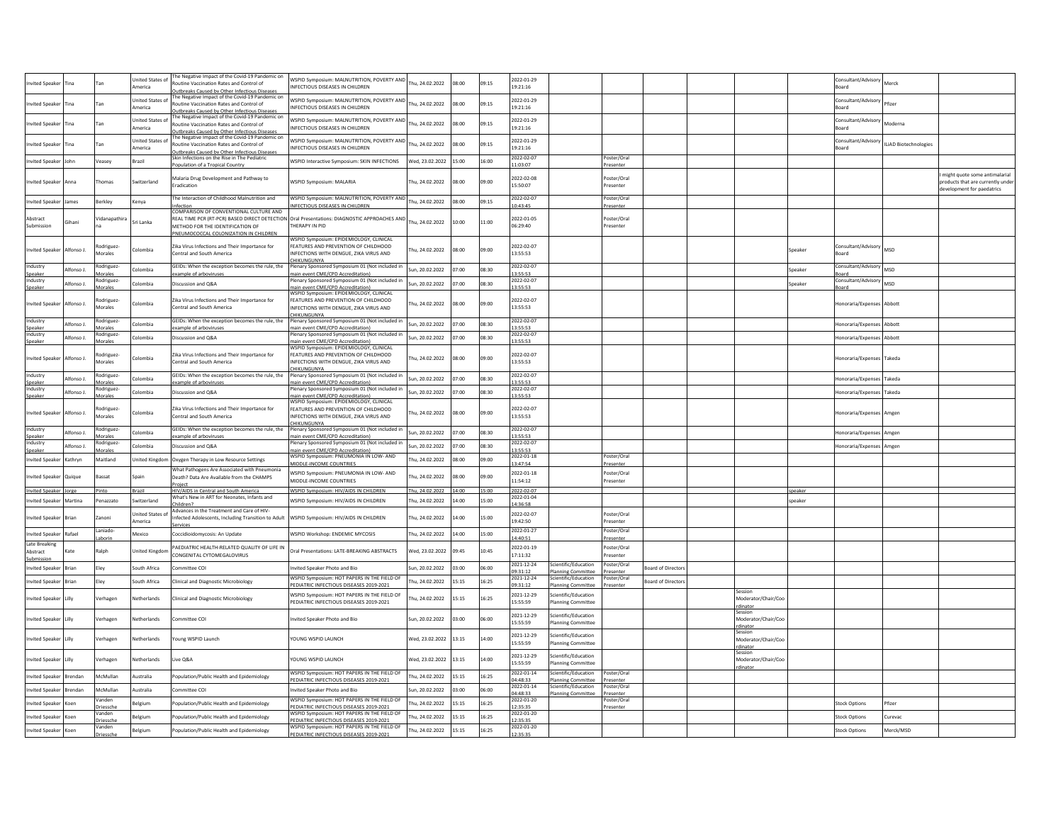| | | | | | | | | | | | | | | | | | | |
|---|---|---|---|---|---|---|---|---|---|---|---|---|---|---|---|---|---|---|
| Invited Speaker | Tina | Tan | United States of America | The Negative Impact of the Covid-19 Pandemic on Routine Vaccination Rates and Control of Outbreaks Caused by Other Infectious Diseases | WSPID Symposium: MALNUTRITION, POVERTY AND INFECTIOUS DISEASES IN CHILDREN | Thu, 24.02.2022 | 08:00 | 09:15 | 2022-01-29 19:21:16 | | | | | | | Consultant/Advisory Board | Merck | |
| Invited Speaker | Tina | Tan | United States of America | The Negative Impact of the Covid-19 Pandemic on Routine Vaccination Rates and Control of Outbreaks Caused by Other Infectious Diseases | WSPID Symposium: MALNUTRITION, POVERTY AND INFECTIOUS DISEASES IN CHILDREN | Thu, 24.02.2022 | 08:00 | 09:15 | 2022-01-29 19:21:16 | | | | | | | Consultant/Advisory Board | Pfizer | |
| Invited Speaker | Tina | Tan | United States of America | The Negative Impact of the Covid-19 Pandemic on Routine Vaccination Rates and Control of Outbreaks Caused by Other Infectious Diseases | WSPID Symposium: MALNUTRITION, POVERTY AND INFECTIOUS DISEASES IN CHILDREN | Thu, 24.02.2022 | 08:00 | 09:15 | 2022-01-29 19:21:16 | | | | | | | Consultant/Advisory Board | Moderna | |
| Invited Speaker | Tina | Tan | United States of America | The Negative Impact of the Covid-19 Pandemic on Routine Vaccination Rates and Control of Outbreaks Caused by Other Infectious Diseases | WSPID Symposium: MALNUTRITION, POVERTY AND INFECTIOUS DISEASES IN CHILDREN | Thu, 24.02.2022 | 08:00 | 09:15 | 2022-01-29 19:21:16 | | | | | | | Consultant/Advisory Board | ILiAD Biotechnologies | |
| Invited Speaker | John | Veasey | Brazil | Skin Infections on the Rise in The Pediatric Population of a Tropical Country | WSPID Interactive Symposium: SKIN INFECTIONS | Wed, 23.02.2022 | 15:00 | 16:00 | 2022-02-07 11:03:07 | | Poster/Oral Presenter | | | | | | | |
| Invited Speaker | Anna | Thomas | Switzerland | Malaria Drug Development and Pathway to Eradication | WSPID Symposium: MALARIA | Thu, 24.02.2022 | 08:00 | 09:00 | 2022-02-08 15:50:07 | | Poster/Oral Presenter | | | | | | | I might quote some antimalarial products that are currently under development for paedatrics |
| Invited Speaker | James | Berkley | Kenya | The Interaction of Childhood Malnutrition and Infection | WSPID Symposium: MALNUTRITION, POVERTY AND INFECTIOUS DISEASES IN CHILDREN | Thu, 24.02.2022 | 08:00 | 09:15 | 2022-02-07 10:43:45 | | Poster/Oral Presenter | | | | | | | |
| Abstract Submission | Gihani | Vidanapathirana | Sri Lanka | COMPARISON OF CONVENTIONAL CULTURE AND REAL TIME PCR (RT-PCR) BASED DIRECT DETECTION METHOD FOR THE IDENTIFICATION OF PNEUMOCOCCAL COLONIZATION IN CHILDREN | Oral Presentations: DIAGNOSTIC APPROACHES AND THERAPY IN PID | Thu, 24.02.2022 | 10:00 | 11:00 | 2022-01-05 06:29:40 | | Poster/Oral Presenter | | | | | | | |
| Invited Speaker | Alfonso J. | Rodriguez-Morales | Colombia | Zika Virus Infections and Their Importance for Central and South America | WSPID Symposium: EPIDEMIOLOGY, CLINICAL FEATURES AND PREVENTION OF CHILDHOOD INFECTIONS WITH DENGUE, ZIKA VIRUS AND CHIKUNGUNYA | Thu, 24.02.2022 | 08:00 | 09:00 | 2022-02-07 13:55:53 | | | | | | Speaker | Consultant/Advisory Board | MSD | |
| Industry Speaker | Alfonso J. | Rodriguez-Morales | Colombia | GEIDs: When the exception becomes the rule, the example of arboviruses | Plenary Sponsored Symposium 01 (Not included in main event CME/CPD Accreditation) | Sun, 20.02.2022 | 07:00 | 08:30 | 2022-02-07 13:55:53 | | | | | | Speaker | Consultant/Advisory Board | MSD | |
| Industry Speaker | Alfonso J. | Rodriguez-Morales | Colombia | Discussion and Q&A | Plenary Sponsored Symposium 01 (Not included in main event CME/CPD Accreditation) | Sun, 20.02.2022 | 07:00 | 08:30 | 2022-02-07 13:55:53 | | | | | | Speaker | Consultant/Advisory Board | MSD | |
| Invited Speaker | Alfonso J. | Rodriguez-Morales | Colombia | Zika Virus Infections and Their Importance for Central and South America | WSPID Symposium: EPIDEMIOLOGY, CLINICAL FEATURES AND PREVENTION OF CHILDHOOD INFECTIONS WITH DENGUE, ZIKA VIRUS AND CHIKUNGUNYA | Thu, 24.02.2022 | 08:00 | 09:00 | 2022-02-07 13:55:53 | | | | | | | Honoraria/Expenses | Abbott | |
| Industry Speaker | Alfonso J. | Rodriguez-Morales | Colombia | GEIDs: When the exception becomes the rule, the example of arboviruses | Plenary Sponsored Symposium 01 (Not included in main event CME/CPD Accreditation) | Sun, 20.02.2022 | 07:00 | 08:30 | 2022-02-07 13:55:53 | | | | | | | Honoraria/Expenses | Abbott | |
| Industry Speaker | Alfonso J. | Rodriguez-Morales | Colombia | Discussion and Q&A | Plenary Sponsored Symposium 01 (Not included in main event CME/CPD Accreditation) | Sun, 20.02.2022 | 07:00 | 08:30 | 2022-02-07 13:55:53 | | | | | | | Honoraria/Expenses | Abbott | |
| Invited Speaker | Alfonso J. | Rodriguez-Morales | Colombia | Zika Virus Infections and Their Importance for Central and South America | WSPID Symposium: EPIDEMIOLOGY, CLINICAL FEATURES AND PREVENTION OF CHILDHOOD INFECTIONS WITH DENGUE, ZIKA VIRUS AND CHIKUNGUNYA | Thu, 24.02.2022 | 08:00 | 09:00 | 2022-02-07 13:55:53 | | | | | | | Honoraria/Expenses | Takeda | |
| Industry Speaker | Alfonso J. | Rodriguez-Morales | Colombia | GEIDs: When the exception becomes the rule, the example of arboviruses | Plenary Sponsored Symposium 01 (Not included in main event CME/CPD Accreditation) | Sun, 20.02.2022 | 07:00 | 08:30 | 2022-02-07 13:55:53 | | | | | | | Honoraria/Expenses | Takeda | |
| Industry Speaker | Alfonso J. | Rodriguez-Morales | Colombia | Discussion and Q&A | Plenary Sponsored Symposium 01 (Not included in main event CME/CPD Accreditation) | Sun, 20.02.2022 | 07:00 | 08:30 | 2022-02-07 13:55:53 | | | | | | | Honoraria/Expenses | Takeda | |
| Invited Speaker | Alfonso J. | Rodriguez-Morales | Colombia | Zika Virus Infections and Their Importance for Central and South America | WSPID Symposium: EPIDEMIOLOGY, CLINICAL FEATURES AND PREVENTION OF CHILDHOOD INFECTIONS WITH DENGUE, ZIKA VIRUS AND CHIKUNGUNYA | Thu, 24.02.2022 | 08:00 | 09:00 | 2022-02-07 13:55:53 | | | | | | | Honoraria/Expenses | Amgen | |
| Industry Speaker | Alfonso J. | Rodriguez-Morales | Colombia | GEIDs: When the exception becomes the rule, the example of arboviruses | Plenary Sponsored Symposium 01 (Not included in main event CME/CPD Accreditation) | Sun, 20.02.2022 | 07:00 | 08:30 | 2022-02-07 13:55:53 | | | | | | | Honoraria/Expenses | Amgen | |
| Industry Speaker | Alfonso J. | Rodriguez-Morales | Colombia | Discussion and Q&A | Plenary Sponsored Symposium 01 (Not included in main event CME/CPD Accreditation) | Sun, 20.02.2022 | 07:00 | 08:30 | 2022-02-07 13:55:53 | | | | | | | Honoraria/Expenses | Amgen | |
| Invited Speaker | Kathryn | Maitland | United Kingdom | Oxygen Therapy in Low Resource Settings | WSPID Symposium: PNEUMONIA IN LOW- AND MIDDLE-INCOME COUNTRIES | Thu, 24.02.2022 | 08:00 | 09:00 | 2022-01-18 13:47:54 | | Poster/Oral Presenter | | | | | | | |
| Invited Speaker | Quique | Bassat | Spain | What Pathogens Are Associated with Pneumonia Death? Data Are Available from the CHAMPS Project | WSPID Symposium: PNEUMONIA IN LOW- AND MIDDLE-INCOME COUNTRIES | Thu, 24.02.2022 | 08:00 | 09:00 | 2022-01-18 11:54:12 | | Poster/Oral Presenter | | | | | | | |
| Invited Speaker | Jorge | Pinto | Brazil | HIV/AIDS in Central and South America | WSPID Symposium: HIV/AIDS IN CHILDREN | Thu, 24.02.2022 | 14:00 | 15:00 | 2022-02-07 | | | | | | speaker | | | |
| Invited Speaker | Martina | Penazzato | Switzerland | What's New in ART for Neonates, Infants and Children? | WSPID Symposium: HIV/AIDS IN CHILDREN | Thu, 24.02.2022 | 14:00 | 15:00 | 2022-01-04 14:36:58 | | | | | | speaker | | | |
| Invited Speaker | Brian | Zanoni | United States of America | Advances in the Treatment and Care of HIV-Infected Adolescents, Including Transition to Adult Services | WSPID Symposium: HIV/AIDS IN CHILDREN | Thu, 24.02.2022 | 14:00 | 15:00 | 2022-02-07 19:42:50 | | Poster/Oral Presenter | | | | | | | |
| Invited Speaker | Rafael | Laniado-Laborin | Mexico | Coccidioidomycosis: An Update | WSPID Workshop: ENDEMIC MYCOSIS | Thu, 24.02.2022 | 14:00 | 15:00 | 2022-01-27 14:40:51 | | Poster/Oral Presenter | | | | | | | |
| Late Breaking Abstract Submission | Kate | Ralph | United Kingdom | PAEDIATRIC HEALTH-RELATED QUALITY OF LIFE IN CONGENITAL CYTOMEGALOVIRUS | Oral Presentations: LATE-BREAKING ABSTRACTS | Wed, 23.02.2022 | 09:45 | 10:45 | 2022-01-19 17:11:32 | | Poster/Oral Presenter | | | | | | | |
| Invited Speaker | Brian | Eley | South Africa | Committee COI | Invited Speaker Photo and Bio | Sun, 20.02.2022 | 03:00 | 06:00 | 2021-12-24 09:31:12 | Scientific/Education Planning Committee | Poster/Oral Presenter | Board of Directors | | | | | | |
| Invited Speaker | Brian | Eley | South Africa | Clinical and Diagnostic Microbiology | WSPID Symposium: HOT PAPERS IN THE FIELD OF PEDIATRIC INFECTIOUS DISEASES 2019-2021 | Thu, 24.02.2022 | 15:15 | 16:25 | 2021-12-24 09:31:12 | Scientific/Education Planning Committee | Poster/Oral Presenter | Board of Directors | | | | | | |
| Invited Speaker | Lilly | Verhagen | Netherlands | Clinical and Diagnostic Microbiology | WSPID Symposium: HOT PAPERS IN THE FIELD OF PEDIATRIC INFECTIOUS DISEASES 2019-2021 | Thu, 24.02.2022 | 15:15 | 16:25 | 2021-12-29 15:55:59 | Scientific/Education Planning Committee | | | | Session Moderator/Chair/Coordinator | | | | |
| Invited Speaker | Lilly | Verhagen | Netherlands | Committee COI | Invited Speaker Photo and Bio | Sun, 20.02.2022 | 03:00 | 06:00 | 2021-12-29 15:55:59 | Scientific/Education Planning Committee | | | | Session Moderator/Chair/Coordinator | | | | |
| Invited Speaker | Lilly | Verhagen | Netherlands | Young WSPID Launch | YOUNG WSPID LAUNCH | Wed, 23.02.2022 | 13:15 | 14:00 | 2021-12-29 15:55:59 | Scientific/Education Planning Committee | | | | Session Moderator/Chair/Coordinator | | | | |
| Invited Speaker | Lilly | Verhagen | Netherlands | Live Q&A | YOUNG WSPID LAUNCH | Wed, 23.02.2022 | 13:15 | 14:00 | 2021-12-29 15:55:59 | Scientific/Education Planning Committee | | | | Session Moderator/Chair/Coordinator | | | | |
| Invited Speaker | Brendan | McMullan | Australia | Population/Public Health and Epidemiology | WSPID Symposium: HOT PAPERS IN THE FIELD OF PEDIATRIC INFECTIOUS DISEASES 2019-2021 | Thu, 24.02.2022 | 15:15 | 16:25 | 2022-01-14 04:48:33 | Scientific/Education Planning Committee | Poster/Oral Presenter | | | | | | | |
| Invited Speaker | Brendan | McMullan | Australia | Committee COI | Invited Speaker Photo and Bio | Sun, 20.02.2022 | 03:00 | 06:00 | 2022-01-14 04:48:33 | Scientific/Education Planning Committee | Poster/Oral Presenter | | | | | | | |
| Invited Speaker | Koen | Vanden Driessche | Belgium | Population/Public Health and Epidemiology | WSPID Symposium: HOT PAPERS IN THE FIELD OF PEDIATRIC INFECTIOUS DISEASES 2019-2021 | Thu, 24.02.2022 | 15:15 | 16:25 | 2022-01-20 12:35:35 | | Poster/Oral Presenter | | | | | Stock Options | Pfizer | |
| Invited Speaker | Koen | Vanden Driessche | Belgium | Population/Public Health and Epidemiology | WSPID Symposium: HOT PAPERS IN THE FIELD OF PEDIATRIC INFECTIOUS DISEASES 2019-2021 | Thu, 24.02.2022 | 15:15 | 16:25 | 2022-01-20 12:35:35 | | | | | | | Stock Options | Curevac | |
| Invited Speaker | Koen | Vanden Driessche | Belgium | Population/Public Health and Epidemiology | WSPID Symposium: HOT PAPERS IN THE FIELD OF PEDIATRIC INFECTIOUS DISEASES 2019-2021 | Thu, 24.02.2022 | 15:15 | 16:25 | 2022-01-20 12:35:35 | | | | | | | Stock Options | Merck/MSD | |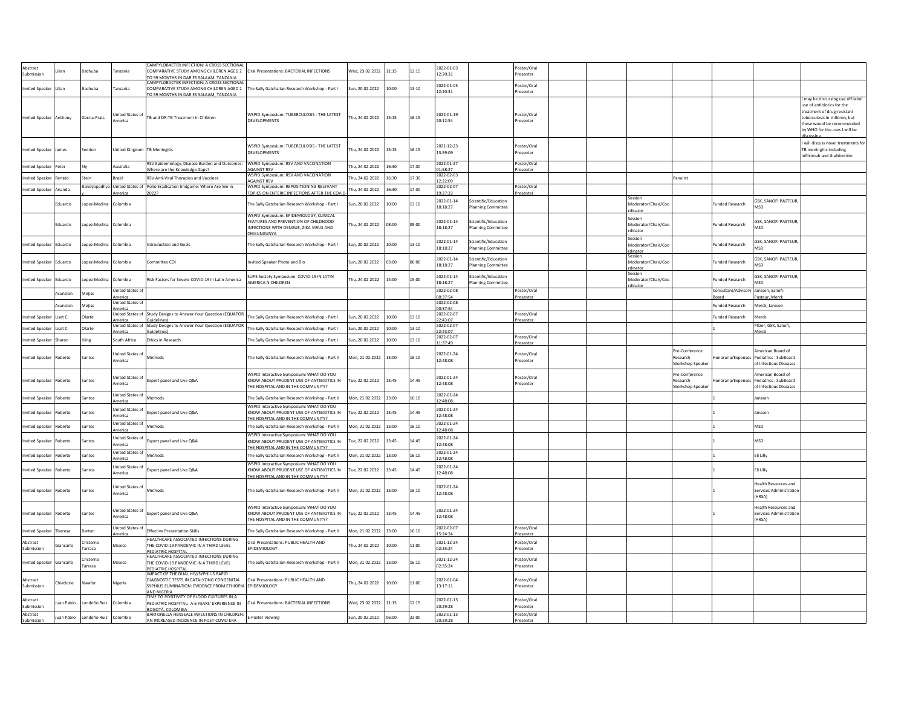| | | | | | | | | | | | | | | | | | | | |
|---|---|---|---|---|---|---|---|---|---|---|---|---|---|---|---|---|---|---|---|
| Abstract Submission | Lilian | Bachuba | Tanzania | CAMPYLOBACTER INFECTION: A CROSS SECTIONAL COMPARATIVE STUDY AMONG CHILDREN AGED 2 TO 59 MONTHS IN DAR ES SALAAM, TANZANIA | Oral Presentations: BACTERIAL INFECTIONS | Wed, 23.02.2022 | 11:15 | 12:15 | 2022-01-03 12:20:31 | | Poster/Oral Presenter | | | | | | | | |
| Invited Speaker | Lilian | Bachuba | Tanzania | CAMPYLOBACTER INFECTION: A CROSS SECTIONAL COMPARATIVE STUDY AMONG CHILDREN AGED 2 TO 59 MONTHS IN DAR ES SALAAM, TANZANIA | The Sally Gatchalian Research Workshop - Part I | Sun, 20.02.2022 | 10:00 | 13:10 | 2022-01-03 12:20:31 | | Poster/Oral Presenter | | | | | | | | |
| Invited Speaker | Anthony | Garcia-Prats | United States of America | TB and DR-TB Treatment in Children | WSPID Symposium: TUBERCULOSIS - THE LATEST DEVELOPMENTS | Thu, 24.02.2022 | 15:15 | 16:15 | 2022-01-19 20:12:54 | | Poster/Oral Presenter | | | | | | | | I may be discussing use off-label use of antibiotics for the treatment of drug-resistant tuberculosis in children, but these would be recommended by WHO for the uses I will be discussing. |
| Invited Speaker | James | Seddon | United Kingdom | TB Meningitis | WSPID Symposium: TUBERCULOSIS - THE LATEST DEVELOPMENTS | Thu, 24.02.2022 | 15:15 | 16:15 | 2021-12-23 13:59:09 | | Poster/Oral Presenter | | | | | | | | I will discuss novel treatments for TB meningitis including infliximab and thalidomide |
| Invited Speaker | Peter | Sly | Australia | RSV Epidemiology, Disease Burden and Outcomes: Where are the Knowledge Gaps? | WSPID Symposium: RSV AND VACCINATION AGAINST RSV | Thu, 24.02.2022 | 16:30 | 17:30 | 2022-01-27 01:58:27 | | Poster/Oral Presenter | | | | | | | | |
| Invited Speaker | Renato | Stein | Brazil | RSV Anti-Viral Therapies and Vaccines | WSPID Symposium: RSV AND VACCINATION AGAINST RSV | Thu, 24.02.2022 | 16:30 | 17:30 | 2022-02-03 12:22:09 | | | | | | | Panelist | | | |
| Invited Speaker | Ananda | Bandyopadhyay | United States of America | Polio Eradication Endgame: Where Are We in 2022? | WSPID Symposium: REPOSITIONING RELEVANT TOPICS ON ENTERIC INFECTIONS AFTER THE COVID- | Thu, 24.02.2022 | 16:30 | 17:30 | 2022-02-07 19:27:33 | | Poster/Oral Presenter | | | | | | | | |
| | Eduardo | Lopez-Medina | Colombia | | The Sally Gatchalian Research Workshop - Part I | Sun, 20.02.2022 | 10:00 | 13:10 | 2022-01-14 18:18:27 | Scientific/Education Planning Committee | | | | | Session Moderator/Chair/Coordinator | | Funded Research | GSK, SANOFI PASTEUR, MSD | |
| | Eduardo | Lopez-Medina | Colombia | | WSPID Symposium: EPIDEMIOLOGY, CLINICAL FEATURES AND PREVENTION OF CHILDHOOD INFECTIONS WITH DENGUE, ZIKA VIRUS AND CHIKUNGUNYA | Thu, 24.02.2022 | 08:00 | 09:00 | 2022-01-14 18:18:27 | Scientific/Education Planning Committee | | | | | Session Moderator/Chair/Coordinator | | Funded Research | GSK, SANOFI PASTEUR, MSD | |
| Invited Speaker | Eduardo | Lopez-Medina | Colombia | Introduction and Goals | The Sally Gatchalian Research Workshop - Part I | Sun, 20.02.2022 | 10:00 | 13:10 | 2022-01-14 18:18:27 | Scientific/Education Planning Committee | | | | | Session Moderator/Chair/Coordinator | | Funded Research | GSK, SANOFI PASTEUR, MSD | |
| Invited Speaker | Eduardo | Lopez-Medina | Colombia | Committee COI | Invited Speaker Photo and Bio | Sun, 20.02.2022 | 03:00 | 06:00 | 2022-01-14 18:18:27 | Scientific/Education Planning Committee | | | | | Session Moderator/Chair/Coordinator | | Funded Research | GSK, SANOFI PASTEUR, MSD | |
| Invited Speaker | Eduardo | Lopez-Medina | Colombia | Risk Factors for Severe COVID-19 in Latin America | SLIPE Society Symposium: COVID-19 IN LATIN AMERICA N CHILDREN | Thu, 24.02.2022 | 14:00 | 15:00 | 2022-01-14 18:18:27 | Scientific/Education Planning Committee | | | | | Session Moderator/Chair/Coordinator | | Funded Research | GSK, SANOFI PASTEUR, MSD | |
| | Asuncion | Mejias | United States of America | | | | | | 2022-02-08 00:37:54 | | Poster/Oral Presenter | | | | | | Consultant/Advisory Board | Janssen, Sanofi-Pasteur, Merck | |
| | Asuncion | Mejias | United States of America | | | | | | 2022-02-08 00:37:54 | | | | | | | | Funded Research | Merck, Janssen | |
| Invited Speaker | Liset C. | Olarte | United States of America | Study Designs to Answer Your Question (EQUATOR Guidelines) | The Sally Gatchalian Research Workshop - Part I | Sun, 20.02.2022 | 10:00 | 13:10 | 2022-02-07 22:43:07 | | Poster/Oral Presenter | | | | | | Funded Research | Merck | |
| Invited Speaker | Liset C. | Olarte | United States of America | Study Designs to Answer Your Question (EQUATOR Guidelines) | The Sally Gatchalian Research Workshop - Part I | Sun, 20.02.2022 | 10:00 | 13:10 | 2022-02-07 22:43:07 | | | | | | | | 1 | Pfizer, GSK, Sanofi, Merck | |
| Invited Speaker | Sharon | Kling | South Africa | Ethics in Research | The Sally Gatchalian Research Workshop - Part I | Sun, 20.02.2022 | 10:00 | 13:10 | 2022-02-07 11:37:49 | | Poster/Oral Presenter | | | | | | | | |
| Invited Speaker | Roberto | Santos | United States of America | Methods | The Sally Gatchalian Research Workshop - Part II | Mon, 21.02.2022 | 13:00 | 16:10 | 2022-01-24 12:48:08 | | Poster/Oral Presenter | | | | | Pre-Conference Research Workshop Speaker | Honoraria/Expenses | American Board of Pediatrics - SubBoard of Infectious Diseases | |
| Invited Speaker | Roberto | Santos | United States of America | Expert panel and Live Q&A | WSPID Interactive Symposium: WHAT DO YOU KNOW ABOUT PRUDENT USE OF ANTIBIOTICS IN THE HOSPITAL AND IN THE COMMUNITY? | Tue, 22.02.2022 | 13:45 | 14:45 | 2022-01-24 12:48:08 | | Poster/Oral Presenter | | | | | Pre-Conference Research Workshop Speaker | Honoraria/Expenses | American Board of Pediatrics - SubBoard of Infectious Diseases | |
| Invited Speaker | Roberto | Santos | United States of America | Methods | The Sally Gatchalian Research Workshop - Part II | Mon, 21.02.2022 | 13:00 | 16:10 | 2022-01-24 12:48:08 | | | | | | | | 1 | Janssen | |
| Invited Speaker | Roberto | Santos | United States of America | Expert panel and Live Q&A | WSPID Interactive Symposium: WHAT DO YOU KNOW ABOUT PRUDENT USE OF ANTIBIOTICS IN THE HOSPITAL AND IN THE COMMUNITY? | Tue, 22.02.2022 | 13:45 | 14:45 | 2022-01-24 12:48:08 | | | | | | | | 1 | Janssen | |
| Invited Speaker | Roberto | Santos | United States of America | Methods | The Sally Gatchalian Research Workshop - Part II | Mon, 21.02.2022 | 13:00 | 16:10 | 2022-01-24 12:48:08 | | | | | | | | 1 | MSD | |
| Invited Speaker | Roberto | Santos | United States of America | Expert panel and Live Q&A | WSPID Interactive Symposium: WHAT DO YOU KNOW ABOUT PRUDENT USE OF ANTIBIOTICS IN THE HOSPITAL AND IN THE COMMUNITY? | Tue, 22.02.2022 | 13:45 | 14:45 | 2022-01-24 12:48:08 | | | | | | | | 1 | MSD | |
| Invited Speaker | Roberto | Santos | United States of America | Methods | The Sally Gatchalian Research Workshop - Part II | Mon, 21.02.2022 | 13:00 | 16:10 | 2022-01-24 12:48:08 | | | | | | | | 1 | Eli Lilly | |
| Invited Speaker | Roberto | Santos | United States of America | Expert panel and Live Q&A | WSPID Interactive Symposium: WHAT DO YOU KNOW ABOUT PRUDENT USE OF ANTIBIOTICS IN THE HOSPITAL AND IN THE COMMUNITY? | Tue, 22.02.2022 | 13:45 | 14:45 | 2022-01-24 12:48:08 | | | | | | | | 1 | Eli Lilly | |
| Invited Speaker | Roberto | Santos | United States of America | Methods | The Sally Gatchalian Research Workshop - Part II | Mon, 21.02.2022 | 13:00 | 16:10 | 2022-01-24 12:48:08 | | | | | | | | 1 | Health Resources and Services Administration (HRSA) | |
| Invited Speaker | Roberto | Santos | United States of America | Expert panel and Live Q&A | WSPID Interactive Symposium: WHAT DO YOU KNOW ABOUT PRUDENT USE OF ANTIBIOTICS IN THE HOSPITAL AND IN THE COMMUNITY? | Tue, 22.02.2022 | 13:45 | 14:45 | 2022-01-24 12:48:08 | | | | | | | | 1 | Health Resources and Services Administration (HRSA) | |
| Invited Speaker | Theresa | Barton | United States of America | Effective Presentation Skills | The Sally Gatchalian Research Workshop - Part II | Mon, 21.02.2022 | 13:00 | 16:10 | 2022-02-07 15:24:24 | | Poster/Oral Presenter | | | | | | | | |
| Abstract Submission | Giancarlo | Cristerna Tarrasa | Mexico | HEALTHCARE ASSOCIATED INFECTIONS DURING THE COVID-19 PANDEMIC IN A THIRD LEVEL PEDIATRIC HOSPITAL | Oral Presentations: PUBLIC HEALTH AND EPIDEMIOLOGY | Thu, 24.02.2022 | 10:00 | 11:00 | 2021-12-24 02:35:24 | | Poster/Oral Presenter | | | | | | | | |
| Invited Speaker | Giancarlo | Cristerna Tarrasa | Mexico | HEALTHCARE ASSOCIATED INFECTIONS DURING THE COVID-19 PANDEMIC IN A THIRD LEVEL PEDIATRIC HOSPITAL | The Sally Gatchalian Research Workshop - Part II | Mon, 21.02.2022 | 13:00 | 16:10 | 2021-12-24 02:35:24 | | Poster/Oral Presenter | | | | | | | | |
| Abstract Submission | Chiedozie | Nwafor | Nigeria | IMPACT OF THE DUAL HIV/SYPHILIS RAPID DIAGNOSTIC TESTS IN CATALYZING CONGENITAL SYPHILIS ELIMINATION: EVIDENCE FROM ETHIOPIA AND NIGERIA | Oral Presentations: PUBLIC HEALTH AND EPIDEMIOLOGY | Thu, 24.02.2022 | 10:00 | 11:00 | 2022-01-04 13:17:11 | | Poster/Oral Presenter | | | | | | | | |
| Abstract Submission | Juan Pablo | Londoño Ruiz | Colombia | TIME TO POSITIVITY OF BLOOD CULTURES IN A PEDIATRIC HOSPITAL: A 6 YEARS' EXPERIENCE IN BOGOTÁ, COLOMBIA | Oral Presentations: BACTERIAL INFECTIONS | Wed, 23.02.2022 | 11:15 | 12:15 | 2022-01-13 20:29:28 | | Poster/Oral Presenter | | | | | | | | |
| Abstract Submission | Juan Pablo | Londoño Ruiz | Colombia | BARTONELLA HENSELAE INFECTIONS IN CHILDREN: AN INCREASED INCIDENCE IN POST-COVID ERA | E-Poster Viewing | Sun, 20.02.2022 | 06:00 | 23:00 | 2022-01-13 20:29:28 | | Poster/Oral Presenter | | | | | | | | |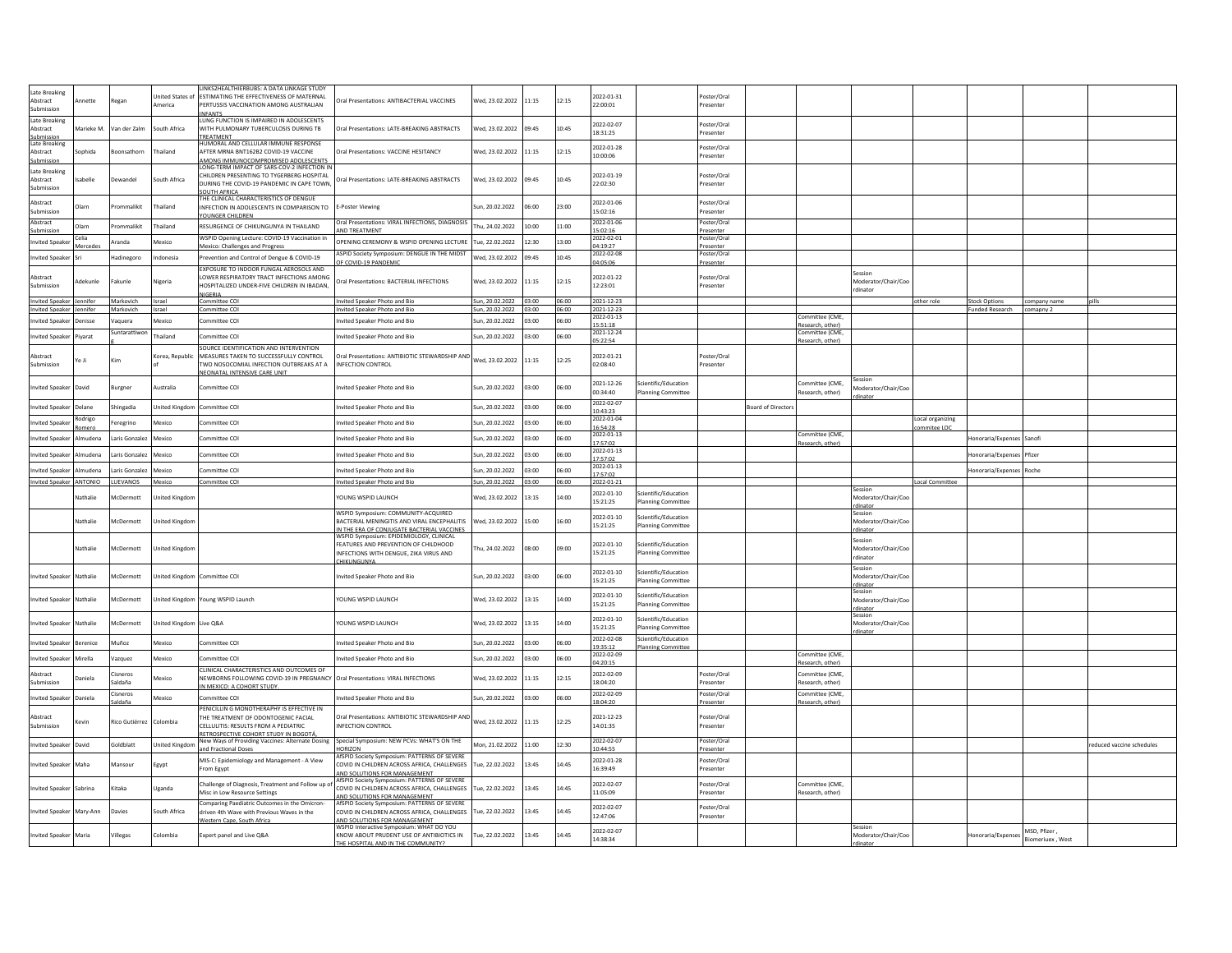| | | | | | | | | | | | | | | | | | | |
|---|---|---|---|---|---|---|---|---|---|---|---|---|---|---|---|---|---|---|
| Late Breaking Abstract Submission | Annette | Regan | United States of America | LINKS2HEALTHIERBUBS: A DATA LINKAGE STUDY ESTIMATING THE EFFECTIVENESS OF MATERNAL PERTUSSIS VACCINATION AMONG AUSTRALIAN INFANTS | Oral Presentations: ANTIBACTERIAL VACCINES | Wed, 23.02.2022 | 11:15 | 12:15 | 2022-01-31 22:00:01 | | Poster/Oral Presenter | | | | | | | |
| Late Breaking Abstract Submission | Marieke M. | van der Zalm | South Africa | LUNG FUNCTION IS IMPAIRED IN ADOLESCENTS WITH PULMONARY TUBERCULOSIS DURING TB TREATMENT | Oral Presentations: LATE-BREAKING ABSTRACTS | Wed, 23.02.2022 | 09:45 | 10:45 | 2022-02-07 18:31:25 | | Poster/Oral Presenter | | | | | | | |
| Late Breaking Abstract Submission | Sophida | Boonsathorn | Thailand | HUMORAL AND CELLULAR IMMUNE RESPONSE AFTER MRNA BNT162B2 COVID-19 VACCINE AMONG IMMUNOCOMPROMISED ADOLESCENTS | Oral Presentations: VACCINE HESITANCY | Wed, 23.02.2022 | 11:15 | 12:15 | 2022-01-28 10:00:06 | | Poster/Oral Presenter | | | | | | | |
| Late Breaking Abstract Submission | Isabelle | Dewandel | South Africa | LONG-TERM IMPACT OF SARS-COV-2 INFECTION IN CHILDREN PRESENTING TO TYGERBERG HOSPITAL DURING THE COVID-19 PANDEMIC IN CAPE TOWN, SOUTH AFRICA | Oral Presentations: LATE-BREAKING ABSTRACTS | Wed, 23.02.2022 | 09:45 | 10:45 | 2022-01-19 22:02:30 | | Poster/Oral Presenter | | | | | | | |
| Abstract Submission | Olarn | Prommalikit | Thailand | THE CLINICAL CHARACTERISTICS OF DENGUE INFECTION IN ADOLESCENTS IN COMPARISON TO YOUNGER CHILDREN | E-Poster Viewing | Sun, 20.02.2022 | 06:00 | 23:00 | 2022-01-06 15:02:16 | | Poster/Oral Presenter | | | | | | | |
| Abstract Submission | Olarn | Prommalikit | Thailand | RESURGENCE OF CHIKUNGUNYA IN THAILAND | Oral Presentations: VIRAL INFECTIONS, DIAGNOSIS AND TREATMENT | Thu, 24.02.2022 | 10:00 | 11:00 | 2022-01-06 15:02:16 | | Poster/Oral Presenter | | | | | | | |
| Invited Speaker | Celia Mercedes | Aranda | Mexico | WSPID Opening Lecture: COVID-19 Vaccination in Mexico: Challenges and Progress | OPENING CEREMONY & WSPID OPENING LECTURE | Tue, 22.02.2022 | 12:30 | 13:00 | 2022-02-01 04:19:27 | | Poster/Oral Presenter | | | | | | | |
| Invited Speaker | Sri | Hadinegoro | Indonesia | Prevention and Control of Dengue & COVID-19 | ASPID Society Symposium: DENGUE IN THE MIDST OF COVID-19 PANDEMIC | Wed, 23.02.2022 | 09:45 | 10:45 | 2022-02-08 04:05:06 | | Poster/Oral Presenter | | | | | | | |
| Abstract Submission | Adekunle | Fakunle | Nigeria | EXPOSURE TO INDOOR FUNGAL AEROSOLS AND LOWER RESPIRATORY TRACT INFECTIONS AMONG HOSPITALIZED UNDER-FIVE CHILDREN IN IBADAN, NIGERIA | Oral Presentations: BACTERIAL INFECTIONS | Wed, 23.02.2022 | 11:15 | 12:15 | 2022-01-22 12:23:01 | | Poster/Oral Presenter | | | Session Moderator/Chair/Coordinator | | | | |
| Invited Speaker | Jennifer | Markovich | Israel | Committee COI | Invited Speaker Photo and Bio | Sun, 20.02.2022 | 03:00 | 06:00 | 2021-12-23 | | | | | | other role | Stock Options | company name | pills |
| Invited Speaker | Jennifer | Markovich | Israel | Committee COI | Invited Speaker Photo and Bio | Sun, 20.02.2022 | 03:00 | 06:00 | 2021-12-23 | | | | | | | Funded Research | comapny 2 | |
| Invited Speaker | Denisse | Vaquera | Mexico | Committee COI | Invited Speaker Photo and Bio | Sun, 20.02.2022 | 03:00 | 06:00 | 2022-01-13 15:51:18 | | | | Committee (CME, Research, other) | | | | | |
| Invited Speaker | Piyarat | Suntarattiwong | Thailand | Committee COI | Invited Speaker Photo and Bio | Sun, 20.02.2022 | 03:00 | 06:00 | 2021-12-24 05:22:54 | | | | Committee (CME, Research, other) | | | | | |
| Abstract Submission | Ye Ji | Kim | Korea, Republic of | SOURCE IDENTIFICATION AND INTERVENTION MEASURES TAKEN TO SUCCESSFULLY CONTROL TWO NOSOCOMIAL INFECTION OUTBREAKS AT A NEONATAL INTENSIVE CARE UNIT | Oral Presentations: ANTIBIOTIC STEWARDSHIP AND INFECTION CONTROL | Wed, 23.02.2022 | 11:15 | 12:25 | 2022-01-21 02:08:40 | | Poster/Oral Presenter | | | | | | | |
| Invited Speaker | David | Burgner | Australia | Committee COI | Invited Speaker Photo and Bio | Sun, 20.02.2022 | 03:00 | 06:00 | 2021-12-26 00:34:40 | Scientific/Education Planning Committee | | | Committee (CME, Research, other) | Session Moderator/Chair/Coordinator | | | | |
| Invited Speaker | Delane | Shingadia | United Kingdom | Committee COI | Invited Speaker Photo and Bio | Sun, 20.02.2022 | 03:00 | 06:00 | 2022-02-07 10:43:23 | | | Board of Directors | | | | | | |
| Invited Speaker | Rodrigo Romero | Feregrino | Mexico | Committee COI | Invited Speaker Photo and Bio | Sun, 20.02.2022 | 03:00 | 06:00 | 2022-01-04 16:54:28 | | | | | | Local organizing commitee LOC | | | |
| Invited Speaker | Almudena | Laris Gonzalez | Mexico | Committee COI | Invited Speaker Photo and Bio | Sun, 20.02.2022 | 03:00 | 06:00 | 2022-01-13 17:57:02 | | | | Committee (CME, Research, other) | | | Honoraria/Expenses | Sanofi | |
| Invited Speaker | Almudena | Laris Gonzalez | Mexico | Committee COI | Invited Speaker Photo and Bio | Sun, 20.02.2022 | 03:00 | 06:00 | 2022-01-13 17:57:02 | | | | | | | Honoraria/Expenses | Pfizer | |
| Invited Speaker | Almudena | Laris Gonzalez | Mexico | Committee COI | Invited Speaker Photo and Bio | Sun, 20.02.2022 | 03:00 | 06:00 | 2022-01-13 17:57:02 | | | | | | | Honoraria/Expenses | Roche | |
| Invited Speaker | ANTONIO | LUEVANOS | Mexico | Committee COI | Invited Speaker Photo and Bio | Sun, 20.02.2022 | 03:00 | 06:00 | 2022-01-21 | | | | | | Local Committee | | | |
| | Nathalie | McDermott | United Kingdom | | YOUNG WSPID LAUNCH | Wed, 23.02.2022 | 13:15 | 14:00 | 2022-01-10 15:21:25 | Scientific/Education Planning Committee | | | | Session Moderator/Chair/Coordinator | | | | |
| | Nathalie | McDermott | United Kingdom | | WSPID Symposium: COMMUNITY-ACQUIRED BACTERIAL MENINGITIS AND VIRAL ENCEPHALITIS IN THE ERA OF CONJUGATE BACTERIAL VACCINES | Wed, 23.02.2022 | 15:00 | 16:00 | 2022-01-10 15:21:25 | Scientific/Education Planning Committee | | | | Session Moderator/Chair/Coordinator | | | | |
| | Nathalie | McDermott | United Kingdom | | WSPID Symposium: EPIDEMIOLOGY, CLINICAL FEATURES AND PREVENTION OF CHILDHOOD INFECTIONS WITH DENGUE, ZIKA VIRUS AND CHIKUNGUNYA | Thu, 24.02.2022 | 08:00 | 09:00 | 2022-01-10 15:21:25 | Scientific/Education Planning Committee | | | | Session Moderator/Chair/Coordinator | | | | |
| Invited Speaker | Nathalie | McDermott | United Kingdom | Committee COI | Invited Speaker Photo and Bio | Sun, 20.02.2022 | 03:00 | 06:00 | 2022-01-10 15:21:25 | Scientific/Education Planning Committee | | | | Session Moderator/Chair/Coordinator | | | | |
| Invited Speaker | Nathalie | McDermott | United Kingdom | Young WSPID Launch | YOUNG WSPID LAUNCH | Wed, 23.02.2022 | 13:15 | 14:00 | 2022-01-10 15:21:25 | Scientific/Education Planning Committee | | | | Session Moderator/Chair/Coordinator | | | | |
| Invited Speaker | Nathalie | McDermott | United Kingdom | Live Q&A | YOUNG WSPID LAUNCH | Wed, 23.02.2022 | 13:15 | 14:00 | 2022-01-10 15:21:25 | Scientific/Education Planning Committee | | | | Session Moderator/Chair/Coordinator | | | | |
| Invited Speaker | Berenice | Muñoz | Mexico | Committee COI | Invited Speaker Photo and Bio | Sun, 20.02.2022 | 03:00 | 06:00 | 2022-02-08 19:35:12 | Scientific/Education Planning Committee | | | | | | | | |
| Invited Speaker | Mirella | Vazquez | Mexico | Committee COI | Invited Speaker Photo and Bio | Sun, 20.02.2022 | 03:00 | 06:00 | 2022-02-09 04:20:15 | | | | Committee (CME, Research, other) | | | | | |
| Abstract Submission | Daniela | Cisneros Saldaña | Mexico | CLINICAL CHARACTERISTICS AND OUTCOMES OF NEWBORNS FOLLOWING COVID-19 IN PREGNANCY IN MEXICO: A COHORT STUDY. | Oral Presentations: VIRAL INFECTIONS | Wed, 23.02.2022 | 11:15 | 12:15 | 2022-02-09 18:04:20 | | Poster/Oral Presenter | | Committee (CME, Research, other) | | | | | |
| Invited Speaker | Daniela | Cisneros Saldaña | Mexico | Committee COI | Invited Speaker Photo and Bio | Sun, 20.02.2022 | 03:00 | 06:00 | 2022-02-09 18:04:20 | | Poster/Oral Presenter | | Committee (CME, Research, other) | | | | | |
| Abstract Submission | Kevin | Rico Gutiérrez | Colombia | PENICILLIN G MONOTHERAPHY IS EFFECTIVE IN THE TREATMENT OF ODONTOGENIC FACIAL CELLULITIS: RESULTS FROM A PEDIATRIC RETROSPECTIVE COHORT STUDY IN BOGOTÁ, | Oral Presentations: ANTIBIOTIC STEWARDSHIP AND INFECTION CONTROL | Wed, 23.02.2022 | 11:15 | 12:25 | 2021-12-23 14:01:35 | | Poster/Oral Presenter | | | | | | | |
| Invited Speaker | David | Goldblatt | United Kingdom | New Ways of Providing Vaccines: Alternate Dosing and Fractional Doses | Special Symposium: NEW PCVs: WHAT'S ON THE HORIZON | Mon, 21.02.2022 | 11:00 | 12:30 | 2022-02-07 10:44:55 | | Poster/Oral Presenter | | | | | | | reduced vaccine schedules |
| Invited Speaker | Maha | Mansour | Egypt | MIS-C: Epidemiology and Management - A View From Egypt | AfSPID Society Symposium: PATTERNS OF SEVERE COVID IN CHILDREN ACROSS AFRICA, CHALLENGES AND SOLUTIONS FOR MANAGEMENT | Tue, 22.02.2022 | 13:45 | 14:45 | 2022-01-28 16:39:49 | | Poster/Oral Presenter | | | | | | | |
| Invited Speaker | Sabrina | Kitaka | Uganda | Challenge of Diagnosis, Treatment and Follow up of Misc in Low Resource Settings | AfSPID Society Symposium: PATTERNS OF SEVERE COVID IN CHILDREN ACROSS AFRICA, CHALLENGES AND SOLUTIONS FOR MANAGEMENT | Tue, 22.02.2022 | 13:45 | 14:45 | 2022-02-07 11:05:09 | | Poster/Oral Presenter | | Committee (CME, Research, other) | | | | | |
| Invited Speaker | Mary-Ann | Davies | South Africa | Comparing Paediatric Outcomes in the Omicron-driven 4th Wave with Previous Waves in the Western Cape, South Africa | AfSPID Society Symposium: PATTERNS OF SEVERE COVID IN CHILDREN ACROSS AFRICA, CHALLENGES AND SOLUTIONS FOR MANAGEMENT | Tue, 22.02.2022 | 13:45 | 14:45 | 2022-02-07 12:47:06 | | Poster/Oral Presenter | | | | | | | |
| Invited Speaker | Maria | Villegas | Colombia | Expert panel and Live Q&A | WSPID Interactive Symposium: WHAT DO YOU KNOW ABOUT PRUDENT USE OF ANTIBIOTICS IN THE HOSPITAL AND IN THE COMMUNITY? | Tue, 22.02.2022 | 13:45 | 14:45 | 2022-02-07 14:38:34 | | | | | Session Moderator/Chair/Coordinator | | Honoraria/Expenses | MSD, Pfizer , Biomeriuex , West | |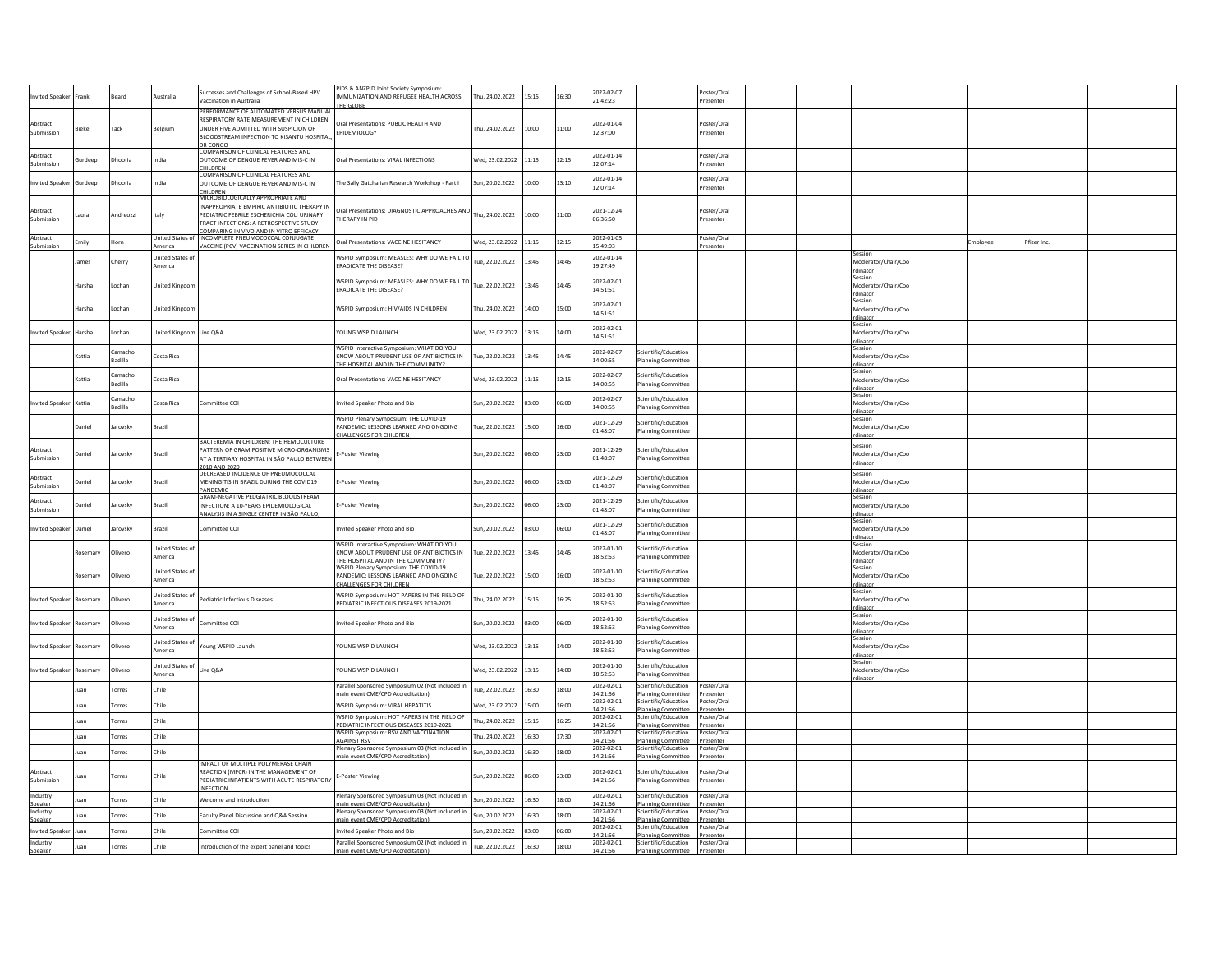| | | | | | | | | | | | | | | | | | | |
|---|---|---|---|---|---|---|---|---|---|---|---|---|---|---|---|---|---|---|
| Invited Speaker | Frank | Beard | Australia | Successes and Challenges of School-Based HPV Vaccination in Australia | PIDS & ANZPID Joint Society Symposium: IMMUNIZATION AND REFUGEE HEALTH ACROSS THE GLOBE | Thu, 24.02.2022 | 15:15 | 16:30 | 2022-02-07 21:42:23 | | Poster/Oral Presenter | | | | | | | |
| Abstract Submission | Bieke | Tack | Belgium | PERFORMANCE OF AUTOMATED VERSUS MANUAL RESPIRATORY RATE MEASUREMENT IN CHILDREN UNDER FIVE ADMITTED WITH SUSPICION OF BLOODSTREAM INFECTION TO KISANTU HOSPITAL, DR CONGO | Oral Presentations: PUBLIC HEALTH AND EPIDEMIOLOGY | Thu, 24.02.2022 | 10:00 | 11:00 | 2022-01-04 12:37:00 | | Poster/Oral Presenter | | | | | | | |
| Abstract Submission | Gurdeep | Dhooria | India | COMPARISON OF CLINICAL FEATURES AND OUTCOME OF DENGUE FEVER AND MIS-C IN CHILDREN | Oral Presentations: VIRAL INFECTIONS | Wed, 23.02.2022 | 11:15 | 12:15 | 2022-01-14 12:07:14 | | Poster/Oral Presenter | | | | | | | |
| Invited Speaker | Gurdeep | Dhooria | India | COMPARISON OF CLINICAL FEATURES AND OUTCOME OF DENGUE FEVER AND MIS-C IN CHILDREN | The Sally Gatchalian Research Workshop - Part I | Sun, 20.02.2022 | 10:00 | 13:10 | 2022-01-14 12:07:14 | | Poster/Oral Presenter | | | | | | | |
| Abstract Submission | Laura | Andreozzi | Italy | MICROBIOLOGICALLY APPROPRIATE AND INAPPROPRIATE EMPIRIC ANTIBIOTIC THERAPY IN PEDIATRIC FEBRILE ESCHERICHIA COLI URINARY TRACT INFECTIONS: A RETROSPECTIVE STUDY | Oral Presentations: DIAGNOSTIC APPROACHES AND THERAPY IN PID | Thu, 24.02.2022 | 10:00 | 11:00 | 2021-12-24 06:36:50 | | Poster/Oral Presenter | | | | | | | |
| Abstract Submission | Emily | Horn | United States of America | COMPARING IN VIVO AND IN VITRO EFFICACY INCOMPLETE PNEUMOCOCCAL CONJUGATE VACCINE (PCV) VACCINATION SERIES IN CHILDREN | Oral Presentations: VACCINE HESITANCY | Wed, 23.02.2022 | 11:15 | 12:15 | 2022-01-05 15:49:03 | | Poster/Oral Presenter | | | | | Employee | Pfizer Inc. | |
| | James | Cherry | United States of America | | WSPID Symposium: MEASLES: WHY DO WE FAIL TO ERADICATE THE DISEASE? | Tue, 22.02.2022 | 13:45 | 14:45 | 2022-01-14 19:27:49 | | | | | Session Moderator/Chair/Coordinator | | | | |
| | Harsha | Lochan | United Kingdom | | WSPID Symposium: MEASLES: WHY DO WE FAIL TO ERADICATE THE DISEASE? | Tue, 22.02.2022 | 13:45 | 14:45 | 2022-02-01 14:51:51 | | | | | Session Moderator/Chair/Coordinator | | | | |
| | Harsha | Lochan | United Kingdom | | WSPID Symposium: HIV/AIDS IN CHILDREN | Thu, 24.02.2022 | 14:00 | 15:00 | 2022-02-01 14:51:51 | | | | | Session Moderator/Chair/Coordinator | | | | |
| Invited Speaker | Harsha | Lochan | United Kingdom | Live Q&A | YOUNG WSPID LAUNCH | Wed, 23.02.2022 | 13:15 | 14:00 | 2022-02-01 14:51:51 | | | | | Session Moderator/Chair/Coordinator | | | | |
| | Kattia | Camacho Badilla | Costa Rica | | WSPID Interactive Symposium: WHAT DO YOU KNOW ABOUT PRUDENT USE OF ANTIBIOTICS IN THE HOSPITAL AND IN THE COMMUNITY? | Tue, 22.02.2022 | 13:45 | 14:45 | 2022-02-07 14:00:55 | Scientific/Education Planning Committee | | | | Session Moderator/Chair/Coordinator | | | | |
| | Kattia | Camacho Badilla | Costa Rica | | Oral Presentations: VACCINE HESITANCY | Wed, 23.02.2022 | 11:15 | 12:15 | 2022-02-07 14:00:55 | Scientific/Education Planning Committee | | | | Session Moderator/Chair/Coordinator | | | | |
| Invited Speaker | Kattia | Camacho Badilla | Costa Rica | Committee COI | Invited Speaker Photo and Bio | Sun, 20.02.2022 | 03:00 | 06:00 | 2022-02-07 14:00:55 | Scientific/Education Planning Committee | | | | Session Moderator/Chair/Coordinator | | | | |
| | Daniel | Jarovsky | Brazil | | WSPID Plenary Symposium: THE COVID-19 PANDEMIC: LESSONS LEARNED AND ONGOING CHALLENGES FOR CHILDREN | Tue, 22.02.2022 | 15:00 | 16:00 | 2021-12-29 01:48:07 | Scientific/Education Planning Committee | | | | Session Moderator/Chair/Coordinator | | | | |
| Abstract Submission | Daniel | Jarovsky | Brazil | BACTEREMIA IN CHILDREN: THE HEMOCULTURE PATTERN OF GRAM POSITIVE MICRO-ORGANISMS AT A TERTIARY HOSPITAL IN SÃO PAULO BETWEEN 2010 AND 2020 | E-Poster Viewing | Sun, 20.02.2022 | 06:00 | 23:00 | 2021-12-29 01:48:07 | Scientific/Education Planning Committee | | | | Session Moderator/Chair/Coordinator | | | | |
| Abstract Submission | Daniel | Jarovsky | Brazil | DECREASED INCIDENCE OF PNEUMOCOCCAL MENINGITIS IN BRAZIL DURING THE COVID19 PANDEMIC | E-Poster Viewing | Sun, 20.02.2022 | 06:00 | 23:00 | 2021-12-29 01:48:07 | Scientific/Education Planning Committee | | | | Session Moderator/Chair/Coordinator | | | | |
| Abstract Submission | Daniel | Jarovsky | Brazil | GRAM-NEGATIVE PEDGIATRIC BLOODSTREAM INFECTION: A 10-YEARS EPIDEMIOLOGICAL ANALYSIS IN A SINGLE CENTER IN SÃO PAULO, | E-Poster Viewing | Sun, 20.02.2022 | 06:00 | 23:00 | 2021-12-29 01:48:07 | Scientific/Education Planning Committee | | | | Session Moderator/Chair/Coordinator | | | | |
| Invited Speaker | Daniel | Jarovsky | Brazil | Committee COI | Invited Speaker Photo and Bio | Sun, 20.02.2022 | 03:00 | 06:00 | 2021-12-29 01:48:07 | Scientific/Education Planning Committee | | | | Session Moderator/Chair/Coordinator | | | | |
| | Rosemary | Olivero | United States of America | | WSPID Interactive Symposium: WHAT DO YOU KNOW ABOUT PRUDENT USE OF ANTIBIOTICS IN THE HOSPITAL AND IN THE COMMUNITY? | Tue, 22.02.2022 | 13:45 | 14:45 | 2022-01-10 18:52:53 | Scientific/Education Planning Committee | | | | Session Moderator/Chair/Coordinator | | | | |
| | Rosemary | Olivero | United States of America | | WSPID Plenary Symposium: THE COVID-19 PANDEMIC: LESSONS LEARNED AND ONGOING CHALLENGES FOR CHILDREN | Tue, 22.02.2022 | 15:00 | 16:00 | 2022-01-10 18:52:53 | Scientific/Education Planning Committee | | | | Session Moderator/Chair/Coordinator | | | | |
| Invited Speaker | Rosemary | Olivero | United States of America | Pediatric Infectious Diseases | WSPID Symposium: HOT PAPERS IN THE FIELD OF PEDIATRIC INFECTIOUS DISEASES 2019-2021 | Thu, 24.02.2022 | 15:15 | 16:25 | 2022-01-10 18:52:53 | Scientific/Education Planning Committee | | | | Session Moderator/Chair/Coordinator | | | | |
| Invited Speaker | Rosemary | Olivero | United States of America | Committee COI | Invited Speaker Photo and Bio | Sun, 20.02.2022 | 03:00 | 06:00 | 2022-01-10 18:52:53 | Scientific/Education Planning Committee | | | | Session Moderator/Chair/Coordinator | | | | |
| Invited Speaker | Rosemary | Olivero | United States of America | Young WSPID Launch | YOUNG WSPID LAUNCH | Wed, 23.02.2022 | 13:15 | 14:00 | 2022-01-10 18:52:53 | Scientific/Education Planning Committee | | | | Session Moderator/Chair/Coordinator | | | | |
| Invited Speaker | Rosemary | Olivero | United States of America | Live Q&A | YOUNG WSPID LAUNCH | Wed, 23.02.2022 | 13:15 | 14:00 | 2022-01-10 18:52:53 | Scientific/Education Planning Committee | | | | Session Moderator/Chair/Coordinator | | | | |
| | Juan | Torres | Chile | | Parallel Sponsored Symposium 02 (Not included in main event CME/CPD Accreditation) | Tue, 22.02.2022 | 16:30 | 18:00 | 2022-02-01 14:21:56 | Scientific/Education Planning Committee | Poster/Oral Presenter | | | | | | | |
| | Juan | Torres | Chile | | WSPID Symposium: VIRAL HEPATITIS | Wed, 23.02.2022 | 15:00 | 16:00 | 2022-02-01 14:21:56 | Scientific/Education Planning Committee | Poster/Oral Presenter | | | | | | | |
| | Juan | Torres | Chile | | WSPID Symposium: HOT PAPERS IN THE FIELD OF PEDIATRIC INFECTIOUS DISEASES 2019-2021 | Thu, 24.02.2022 | 15:15 | 16:25 | 2022-02-01 14:21:56 | Scientific/Education Planning Committee | Poster/Oral Presenter | | | | | | | |
| | Juan | Torres | Chile | | WSPID Symposium: RSV AND VACCINATION AGAINST RSV | Thu, 24.02.2022 | 16:30 | 17:30 | 2022-02-01 14:21:56 | Scientific/Education Planning Committee | Poster/Oral Presenter | | | | | | | |
| | Juan | Torres | Chile | | Plenary Sponsored Symposium 03 (Not included in main event CME/CPD Accreditation) | Sun, 20.02.2022 | 16:30 | 18:00 | 2022-02-01 14:21:56 | Scientific/Education Planning Committee | Poster/Oral Presenter | | | | | | | |
| Abstract Submission | Juan | Torres | Chile | IMPACT OF MULTIPLE POLYMERASE CHAIN REACTION (MPCR) IN THE MANAGEMENT OF PEDIATRIC INPATIENTS WITH ACUTE RESPIRATORY INFECTION | E-Poster Viewing | Sun, 20.02.2022 | 06:00 | 23:00 | 2022-02-01 14:21:56 | Scientific/Education Planning Committee | Poster/Oral Presenter | | | | | | | |
| Industry Speaker | Juan | Torres | Chile | Welcome and introduction | Plenary Sponsored Symposium 03 (Not included in main event CME/CPD Accreditation) | Sun, 20.02.2022 | 16:30 | 18:00 | 2022-02-01 14:21:56 | Scientific/Education Planning Committee | Poster/Oral Presenter | | | | | | | |
| Industry Speaker | Juan | Torres | Chile | Faculty Panel Discussion and Q&A Session | Plenary Sponsored Symposium 03 (Not included in main event CME/CPD Accreditation) | Sun, 20.02.2022 | 16:30 | 18:00 | 2022-02-01 14:21:56 | Scientific/Education Planning Committee | Poster/Oral Presenter | | | | | | | |
| Invited Speaker | Juan | Torres | Chile | Committee COI | Invited Speaker Photo and Bio | Sun, 20.02.2022 | 03:00 | 06:00 | 2022-02-01 14:21:56 | Scientific/Education Planning Committee | Poster/Oral Presenter | | | | | | | |
| Industry Speaker | Juan | Torres | Chile | Introduction of the expert panel and topics | Parallel Sponsored Symposium 02 (Not included in main event CME/CPD Accreditation) | Tue, 22.02.2022 | 16:30 | 18:00 | 2022-02-01 14:21:56 | Scientific/Education Planning Committee | Poster/Oral Presenter | | | | | | | |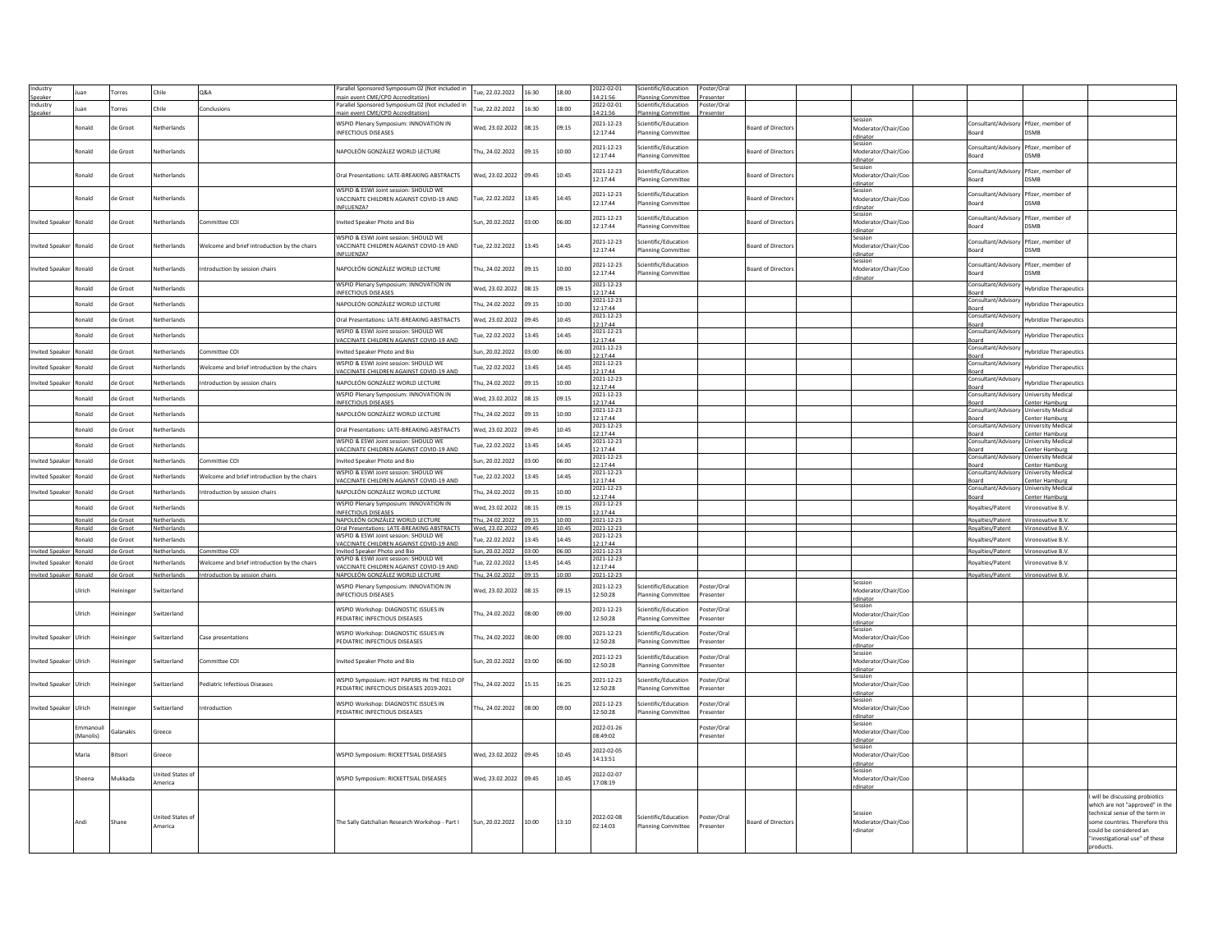| | | | | | | | | | | | | | | | | | |
|---|---|---|---|---|---|---|---|---|---|---|---|---|---|---|---|---|---|
| Industry Speaker | Juan | Torres | Chile | Q&A | Parallel Sponsored Symposium 02 (Not included in main event CME/CPD Accreditation) | Tue, 22.02.2022 | 16:30 | 18:00 | 2022-02-01 14:21:56 | Scientific/Education Planning Committee | Poster/Oral Presenter | | | | | | |
| Industry Speaker | Juan | Torres | Chile | Conclusions | Parallel Sponsored Symposium 02 (Not included in main event CME/CPD Accreditation) | Tue, 22.02.2022 | 16:30 | 18:00 | 2022-02-01 14:21:56 | Scientific/Education Planning Committee | Poster/Oral Presenter | | | | | | |
| | Ronald | de Groot | Netherlands | | WSPID Plenary Symposium: INNOVATION IN INFECTIOUS DISEASES | Wed, 23.02.2022 | 08:15 | 09:15 | 2021-12-23 12:17:44 | Scientific/Education Planning Committee | | Board of Directors | | Session Moderator/Chair/Coordinator | | Consultant/Advisory Board | Pfizer, member of DSMB | |
| | Ronald | de Groot | Netherlands | | NAPOLEÓN GONZÁLEZ WORLD LECTURE | Thu, 24.02.2022 | 09:15 | 10:00 | 2021-12-23 12:17:44 | Scientific/Education Planning Committee | | Board of Directors | | Session Moderator/Chair/Coordinator | | Consultant/Advisory Board | Pfizer, member of DSMB | |
| | Ronald | de Groot | Netherlands | | Oral Presentations: LATE-BREAKING ABSTRACTS | Wed, 23.02.2022 | 09:45 | 10:45 | 2021-12-23 12:17:44 | Scientific/Education Planning Committee | | Board of Directors | | Session Moderator/Chair/Coordinator | | Consultant/Advisory Board | Pfizer, member of DSMB | |
| | Ronald | de Groot | Netherlands | | WSPID & ESWI Joint session: SHOULD WE VACCINATE CHILDREN AGAINST COVID-19 AND INFLUENZA? | Tue, 22.02.2022 | 13:45 | 14:45 | 2021-12-23 12:17:44 | Scientific/Education Planning Committee | | Board of Directors | | Session Moderator/Chair/Coordinator | | Consultant/Advisory Board | Pfizer, member of DSMB | |
| Invited Speaker | Ronald | de Groot | Netherlands | Committee COI | Invited Speaker Photo and Bio | Sun, 20.02.2022 | 03:00 | 06:00 | 2021-12-23 12:17:44 | Scientific/Education Planning Committee | | Board of Directors | | Session Moderator/Chair/Coordinator | | Consultant/Advisory Board | Pfizer, member of DSMB | |
| Invited Speaker | Ronald | de Groot | Netherlands | Welcome and brief introduction by the chairs | WSPID & ESWI Joint session: SHOULD WE VACCINATE CHILDREN AGAINST COVID-19 AND INFLUENZA? | Tue, 22.02.2022 | 13:45 | 14:45 | 2021-12-23 12:17:44 | Scientific/Education Planning Committee | | Board of Directors | | Session Moderator/Chair/Coordinator | | Consultant/Advisory Board | Pfizer, member of DSMB | |
| Invited Speaker | Ronald | de Groot | Netherlands | Introduction by session chairs | NAPOLEÓN GONZÁLEZ WORLD LECTURE | Thu, 24.02.2022 | 09:15 | 10:00 | 2021-12-23 12:17:44 | Scientific/Education Planning Committee | | Board of Directors | | Session Moderator/Chair/Coordinator | | Consultant/Advisory Board | Pfizer, member of DSMB | |
| | Ronald | de Groot | Netherlands | | WSPID Plenary Symposium: INNOVATION IN INFECTIOUS DISEASES | Wed, 23.02.2022 | 08:15 | 09:15 | 2021-12-23 12:17:44 | | | | | | | Consultant/Advisory Board | Hybridize Therapeutics | |
| | Ronald | de Groot | Netherlands | | NAPOLEÓN GONZÁLEZ WORLD LECTURE | Thu, 24.02.2022 | 09:15 | 10:00 | 2021-12-23 12:17:44 | | | | | | | Consultant/Advisory Board | Hybridize Therapeutics | |
| | Ronald | de Groot | Netherlands | | Oral Presentations: LATE-BREAKING ABSTRACTS | Wed, 23.02.2022 | 09:45 | 10:45 | 2021-12-23 12:17:44 | | | | | | | Consultant/Advisory Board | Hybridize Therapeutics | |
| | Ronald | de Groot | Netherlands | | WSPID & ESWI Joint session: SHOULD WE VACCINATE CHILDREN AGAINST COVID-19 AND | Tue, 22.02.2022 | 13:45 | 14:45 | 2021-12-23 12:17:44 | | | | | | | Consultant/Advisory Board | Hybridize Therapeutics | |
| Invited Speaker | Ronald | de Groot | Netherlands | Committee COI | Invited Speaker Photo and Bio | Sun, 20.02.2022 | 03:00 | 06:00 | 2021-12-23 12:17:44 | | | | | | | Consultant/Advisory Board | Hybridize Therapeutics | |
| Invited Speaker | Ronald | de Groot | Netherlands | Welcome and brief introduction by the chairs | WSPID & ESWI Joint session: SHOULD WE VACCINATE CHILDREN AGAINST COVID-19 AND | Tue, 22.02.2022 | 13:45 | 14:45 | 2021-12-23 12:17:44 | | | | | | | Consultant/Advisory Board | Hybridize Therapeutics | |
| Invited Speaker | Ronald | de Groot | Netherlands | Introduction by session chairs | NAPOLEÓN GONZÁLEZ WORLD LECTURE | Thu, 24.02.2022 | 09:15 | 10:00 | 2021-12-23 12:17:44 | | | | | | | Consultant/Advisory Board | Hybridize Therapeutics | |
| | Ronald | de Groot | Netherlands | | WSPID Plenary Symposium: INNOVATION IN INFECTIOUS DISEASES | Wed, 23.02.2022 | 08:15 | 09:15 | 2021-12-23 12:17:44 | | | | | | | Consultant/Advisory Board | University Medical Center Hamburg | |
| | Ronald | de Groot | Netherlands | | NAPOLEÓN GONZÁLEZ WORLD LECTURE | Thu, 24.02.2022 | 09:15 | 10:00 | 2021-12-23 12:17:44 | | | | | | | Consultant/Advisory Board | University Medical Center Hamburg | |
| | Ronald | de Groot | Netherlands | | Oral Presentations: LATE-BREAKING ABSTRACTS | Wed, 23.02.2022 | 09:45 | 10:45 | 2021-12-23 12:17:44 | | | | | | | Consultant/Advisory Board | University Medical Center Hamburg | |
| | Ronald | de Groot | Netherlands | | WSPID & ESWI Joint session: SHOULD WE VACCINATE CHILDREN AGAINST COVID-19 AND | Tue, 22.02.2022 | 13:45 | 14:45 | 2021-12-23 12:17:44 | | | | | | | Consultant/Advisory Board | University Medical Center Hamburg | |
| Invited Speaker | Ronald | de Groot | Netherlands | Committee COI | Invited Speaker Photo and Bio | Sun, 20.02.2022 | 03:00 | 06:00 | 2021-12-23 12:17:44 | | | | | | | Consultant/Advisory Board | University Medical Center Hamburg | |
| Invited Speaker | Ronald | de Groot | Netherlands | Welcome and brief introduction by the chairs | WSPID & ESWI Joint session: SHOULD WE VACCINATE CHILDREN AGAINST COVID-19 AND | Tue, 22.02.2022 | 13:45 | 14:45 | 2021-12-23 12:17:44 | | | | | | | Consultant/Advisory Board | University Medical Center Hamburg | |
| Invited Speaker | Ronald | de Groot | Netherlands | Introduction by session chairs | NAPOLEÓN GONZÁLEZ WORLD LECTURE | Thu, 24.02.2022 | 09:15 | 10:00 | 2021-12-23 12:17:44 | | | | | | | Consultant/Advisory Board | University Medical Center Hamburg | |
| | Ronald | de Groot | Netherlands | | WSPID Plenary Symposium: INNOVATION IN INFECTIOUS DISEASES | Wed, 23.02.2022 | 08:15 | 09:15 | 2021-12-23 12:17:44 | | | | | | | Royalties/Patent | Vironovative B.V. | |
| | Ronald | de Groot | Netherlands | | NAPOLEÓN GONZÁLEZ WORLD LECTURE | Thu, 24.02.2022 | 09:15 | 10:00 | 2021-12-23 | | | | | | | Royalties/Patent | Vironovative B.V. | |
| | Ronald | de Groot | Netherlands | | Oral Presentations: LATE-BREAKING ABSTRACTS | Wed, 23.02.2022 | 09:45 | 10:45 | 2021-12-23 | | | | | | | Royalties/Patent | Vironovative B.V. | |
| | Ronald | de Groot | Netherlands | | WSPID & ESWI Joint session: SHOULD WE VACCINATE CHILDREN AGAINST COVID-19 AND | Tue, 22.02.2022 | 13:45 | 14:45 | 2021-12-23 12:17:44 | | | | | | | Royalties/Patent | Vironovative B.V. | |
| Invited Speaker | Ronald | de Groot | Netherlands | Committee COI | Invited Speaker Photo and Bio | Sun, 20.02.2022 | 03:00 | 06:00 | 2021-12-23 | | | | | | | Royalties/Patent | Vironovative B.V. | |
| Invited Speaker | Ronald | de Groot | Netherlands | Welcome and brief introduction by the chairs | WSPID & ESWI Joint session: SHOULD WE VACCINATE CHILDREN AGAINST COVID-19 AND | Tue, 22.02.2022 | 13:45 | 14:45 | 2021-12-23 12:17:44 | | | | | | | Royalties/Patent | Vironovative B.V. | |
| Invited Speaker | Ronald | de Groot | Netherlands | Introduction by session chairs | NAPOLEÓN GONZÁLEZ WORLD LECTURE | Thu, 24.02.2022 | 09:15 | 10:00 | 2021-12-23 | | | | | | | Royalties/Patent | Vironovative B.V. | |
| | Ulrich | Heininger | Switzerland | | WSPID Plenary Symposium: INNOVATION IN INFECTIOUS DISEASES | Wed, 23.02.2022 | 08:15 | 09:15 | 2021-12-23 12:50:28 | Scientific/Education Planning Committee | Poster/Oral Presenter | | | Session Moderator/Chair/Coordinator | | | | |
| | Ulrich | Heininger | Switzerland | | WSPID Workshop: DIAGNOSTIC ISSUES IN PEDIATRIC INFECTIOUS DISEASES | Thu, 24.02.2022 | 08:00 | 09:00 | 2021-12-23 12:50:28 | Scientific/Education Planning Committee | Poster/Oral Presenter | | | Session Moderator/Chair/Coordinator | | | | |
| Invited Speaker | Ulrich | Heininger | Switzerland | Case presentations | WSPID Workshop: DIAGNOSTIC ISSUES IN PEDIATRIC INFECTIOUS DISEASES | Thu, 24.02.2022 | 08:00 | 09:00 | 2021-12-23 12:50:28 | Scientific/Education Planning Committee | Poster/Oral Presenter | | | Session Moderator/Chair/Coordinator | | | | |
| Invited Speaker | Ulrich | Heininger | Switzerland | Committee COI | Invited Speaker Photo and Bio | Sun, 20.02.2022 | 03:00 | 06:00 | 2021-12-23 12:50:28 | Scientific/Education Planning Committee | Poster/Oral Presenter | | | Session Moderator/Chair/Coordinator | | | | |
| Invited Speaker | Ulrich | Heininger | Switzerland | Pediatric Infectious Diseases | WSPID Symposium: HOT PAPERS IN THE FIELD OF PEDIATRIC INFECTIOUS DISEASES 2019-2021 | Thu, 24.02.2022 | 15:15 | 16:25 | 2021-12-23 12:50:28 | Scientific/Education Planning Committee | Poster/Oral Presenter | | | Session Moderator/Chair/Coordinator | | | | |
| Invited Speaker | Ulrich | Heininger | Switzerland | Introduction | WSPID Workshop: DIAGNOSTIC ISSUES IN PEDIATRIC INFECTIOUS DISEASES | Thu, 24.02.2022 | 08:00 | 09:00 | 2021-12-23 12:50:28 | Scientific/Education Planning Committee | Poster/Oral Presenter | | | Session Moderator/Chair/Coordinator | | | | |
| | Emmanouil (Manolis) | Galanakis | Greece | | | | | | 2022-01-26 08:49:02 | | Poster/Oral Presenter | | | Session Moderator/Chair/Coordinator | | | | |
| | Maria | Bitsori | Greece | | WSPID Symposium: RICKETTSIAL DISEASES | Wed, 23.02.2022 | 09:45 | 10:45 | 2022-02-05 14:13:51 | | | | | Session Moderator/Chair/Coordinator | | | | |
| | Sheena | Mukkada | United States of America | | WSPID Symposium: RICKETTSIAL DISEASES | Wed, 23.02.2022 | 09:45 | 10:45 | 2022-02-07 17:08:19 | | | | | Session Moderator/Chair/Coordinator | | | | |
| | Andi | Shane | United States of America | | The Sally Gatchalian Research Workshop - Part I | Sun, 20.02.2022 | 10:00 | 13:10 | 2022-02-08 02:14:03 | Scientific/Education Planning Committee | Poster/Oral Presenter | Board of Directors | | Session Moderator/Chair/Coordinator | | | | I will be discussing probiotics which are not "approved" in the technical sense of the term in some countries. Therefore this could be considered an "investigational use" of these products. |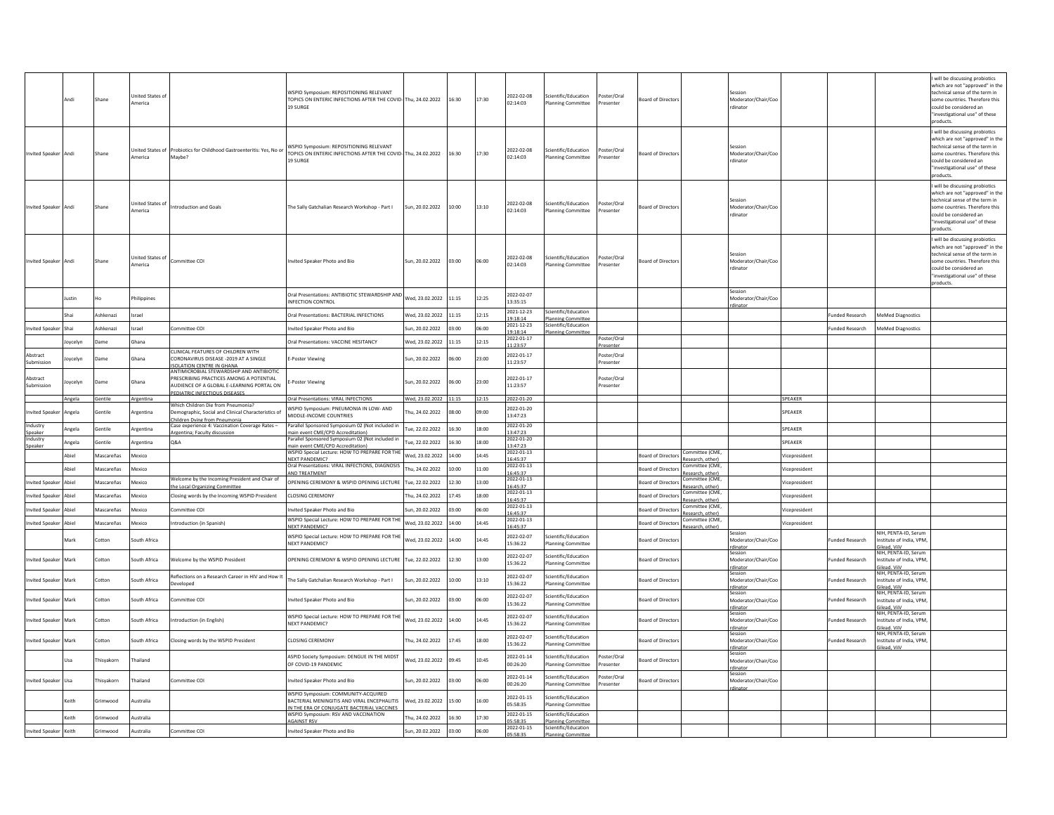| | | | | | | | | | | | | | | | | | | |
|---|---|---|---|---|---|---|---|---|---|---|---|---|---|---|---|---|---|---|
| | Andi | Shane | United States of America | | WSPID Symposium: REPOSITIONING RELEVANT TOPICS ON ENTERIC INFECTIONS AFTER THE COVID-19 SURGE | Thu, 24.02.2022 | 16:30 | 17:30 | 2022-02-08 02:14:03 | Scientific/Education Planning Committee | Poster/Oral Presenter | Board of Directors | | Session Moderator/Chair/Coordinator | | | | I will be discussing probiotics which are not "approved" in the technical sense of the term in some countries. Therefore this could be considered an "investigational use" of these products. |
| Invited Speaker | Andi | Shane | United States of America | Probiotics for Childhood Gastroenteritis: Yes, No or Maybe? | WSPID Symposium: REPOSITIONING RELEVANT TOPICS ON ENTERIC INFECTIONS AFTER THE COVID-19 SURGE | Thu, 24.02.2022 | 16:30 | 17:30 | 2022-02-08 02:14:03 | Scientific/Education Planning Committee | Poster/Oral Presenter | Board of Directors | | Session Moderator/Chair/Coordinator | | | | I will be discussing probiotics which are not "approved" in the technical sense of the term in some countries. Therefore this could be considered an "investigational use" of these products. |
| Invited Speaker | Andi | Shane | United States of America | Introduction and Goals | The Sally Gatchalian Research Workshop - Part I | Sun, 20.02.2022 | 10:00 | 13:10 | 2022-02-08 02:14:03 | Scientific/Education Planning Committee | Poster/Oral Presenter | Board of Directors | | Session Moderator/Chair/Coordinator | | | | I will be discussing probiotics which are not "approved" in the technical sense of the term in some countries. Therefore this could be considered an "investigational use" of these products. |
| Invited Speaker | Andi | Shane | United States of America | Committee COI | Invited Speaker Photo and Bio | Sun, 20.02.2022 | 03:00 | 06:00 | 2022-02-08 02:14:03 | Scientific/Education Planning Committee | Poster/Oral Presenter | Board of Directors | | Session Moderator/Chair/Coordinator | | | | I will be discussing probiotics which are not "approved" in the technical sense of the term in some countries. Therefore this could be considered an "investigational use" of these products. |
| | Justin | Ho | Philippines | | Oral Presentations: ANTIBIOTIC STEWARDSHIP AND INFECTION CONTROL | Wed, 23.02.2022 | 11:15 | 12:25 | 2022-02-07 13:35:15 | | | | | Session Moderator/Chair/Coordinator | | | | |
| | Shai | Ashkenazi | Israel | | Oral Presentations: BACTERIAL INFECTIONS | Wed, 23.02.2022 | 11:15 | 12:15 | 2021-12-23 19:18:14 | Scientific/Education Planning Committee | | | | | | Funded Research | MeMed Diagnostics | |
| Invited Speaker | Shai | Ashkenazi | Israel | Committee COI | Invited Speaker Photo and Bio | Sun, 20.02.2022 | 03:00 | 06:00 | 2021-12-23 19:18:14 | Scientific/Education Planning Committee | | | | | | Funded Research | MeMed Diagnostics | |
| | Joycelyn | Dame | Ghana | | Oral Presentations: VACCINE HESITANCY | Wed, 23.02.2022 | 11:15 | 12:15 | 2022-01-17 11:23:57 | | Poster/Oral Presenter | | | | | | | |
| Abstract Submission | Joycelyn | Dame | Ghana | CLINICAL FEATURES OF CHILDREN WITH CORONAVIRUS DISEASE -2019 AT A SINGLE ISOLATION CENTRE IN GHANA | E-Poster Viewing | Sun, 20.02.2022 | 06:00 | 23:00 | 2022-01-17 11:23:57 | | Poster/Oral Presenter | | | | | | | |
| Abstract Submission | Joycelyn | Dame | Ghana | ANTIMICROBIAL STEWARDSHIP AND ANTIBIOTIC PRESCRIBING PRACTICES AMONG A POTENTIAL AUDIENCE OF A GLOBAL E-LEARNING PORTAL ON PEDIATRIC INFECTIOUS DISEASES | E-Poster Viewing | Sun, 20.02.2022 | 06:00 | 23:00 | 2022-01-17 11:23:57 | | Poster/Oral Presenter | | | | | | | |
| | Angela | Gentile | Argentina | | Oral Presentations: VIRAL INFECTIONS | Wed, 23.02.2022 | 11:15 | 12:15 | 2022-01-20 | | | | | | SPEAKER | | | |
| Invited Speaker | Angela | Gentile | Argentina | Which Children Die from Pneumonia? Demographic, Social and Clinical Characteristics of Children Dying from Pneumonia | WSPID Symposium: PNEUMONIA IN LOW- AND MIDDLE-INCOME COUNTRIES | Thu, 24.02.2022 | 08:00 | 09:00 | 2022-01-20 13:47:23 | | | | | | SPEAKER | | | |
| Industry Speaker | Angela | Gentile | Argentina | Case experience 4: Vaccination Coverage Rates – Argentina; Faculty discussion | Parallel Sponsored Symposium 02 (Not included in main event CME/CPD Accreditation) | Tue, 22.02.2022 | 16:30 | 18:00 | 2022-01-20 13:47:23 | | | | | | SPEAKER | | | |
| Industry Speaker | Angela | Gentile | Argentina | Q&A | Parallel Sponsored Symposium 02 (Not included in main event CME/CPD Accreditation) | Tue, 22.02.2022 | 16:30 | 18:00 | 2022-01-20 13:47:23 | | | | | | SPEAKER | | | |
| | Abiel | Mascareñas | Mexico | | WSPID Special Lecture: HOW TO PREPARE FOR THE NEXT PANDEMIC? | Wed, 23.02.2022 | 14:00 | 14:45 | 2022-01-13 16:45:37 | | | Board of Directors | Committee (CME, Research, other) | | Vicepresident | | | |
| | Abiel | Mascareñas | Mexico | | Oral Presentations: VIRAL INFECTIONS, DIAGNOSIS AND TREATMENT | Thu, 24.02.2022 | 10:00 | 11:00 | 2022-01-13 16:45:37 | | | Board of Directors | Committee (CME, Research, other) | | Vicepresident | | | |
| Invited Speaker | Abiel | Mascareñas | Mexico | Welcome by the Incoming President and Chair of the Local Organizing Committee | OPENING CEREMONY & WSPID OPENING LECTURE | Tue, 22.02.2022 | 12:30 | 13:00 | 2022-01-13 16:45:37 | | | Board of Directors | Committee (CME, Research, other) | | Vicepresident | | | |
| Invited Speaker | Abiel | Mascareñas | Mexico | Closing words by the Incoming WSPID President | CLOSING CEREMONY | Thu, 24.02.2022 | 17:45 | 18:00 | 2022-01-13 16:45:37 | | | Board of Directors | Committee (CME, Research, other) | | Vicepresident | | | |
| Invited Speaker | Abiel | Mascareñas | Mexico | Committee COI | Invited Speaker Photo and Bio | Sun, 20.02.2022 | 03:00 | 06:00 | 2022-01-13 16:45:37 | | | Board of Directors | Committee (CME, Research, other) | | Vicepresident | | | |
| Invited Speaker | Abiel | Mascareñas | Mexico | Introduction (in Spanish) | WSPID Special Lecture: HOW TO PREPARE FOR THE NEXT PANDEMIC? | Wed, 23.02.2022 | 14:00 | 14:45 | 2022-01-13 16:45:37 | | | Board of Directors | Committee (CME, Research, other) | | Vicepresident | | | |
| | Mark | Cotton | South Africa | | WSPID Special Lecture: HOW TO PREPARE FOR THE NEXT PANDEMIC? | Wed, 23.02.2022 | 14:00 | 14:45 | 2022-02-07 15:36:22 | Scientific/Education Planning Committee | | Board of Directors | | Session Moderator/Chair/Coordinator | | Funded Research | NIH, PENTA-ID, Serum Institute of India, VPM, Gilead, ViiV | |
| Invited Speaker | Mark | Cotton | South Africa | Welcome by the WSPID President | OPENING CEREMONY & WSPID OPENING LECTURE | Tue, 22.02.2022 | 12:30 | 13:00 | 2022-02-07 15:36:22 | Scientific/Education Planning Committee | | Board of Directors | | Session Moderator/Chair/Coordinator | | Funded Research | NIH, PENTA-ID, Serum Institute of India, VPM, Gilead, ViiV | |
| Invited Speaker | Mark | Cotton | South Africa | Reflections on a Research Career in HIV and How It Developed | The Sally Gatchalian Research Workshop - Part I | Sun, 20.02.2022 | 10:00 | 13:10 | 2022-02-07 15:36:22 | Scientific/Education Planning Committee | | Board of Directors | | Session Moderator/Chair/Coordinator | | Funded Research | NIH, PENTA-ID, Serum Institute of India, VPM, Gilead, ViiV | |
| Invited Speaker | Mark | Cotton | South Africa | Committee COI | Invited Speaker Photo and Bio | Sun, 20.02.2022 | 03:00 | 06:00 | 2022-02-07 15:36:22 | Scientific/Education Planning Committee | | Board of Directors | | Session Moderator/Chair/Coordinator | | Funded Research | NIH, PENTA-ID, Serum Institute of India, VPM, Gilead, ViiV | |
| Invited Speaker | Mark | Cotton | South Africa | Introduction (in English) | WSPID Special Lecture: HOW TO PREPARE FOR THE NEXT PANDEMIC? | Wed, 23.02.2022 | 14:00 | 14:45 | 2022-02-07 15:36:22 | Scientific/Education Planning Committee | | Board of Directors | | Session Moderator/Chair/Coordinator | | Funded Research | NIH, PENTA-ID, Serum Institute of India, VPM, Gilead, ViiV | |
| Invited Speaker | Mark | Cotton | South Africa | Closing words by the WSPID President | CLOSING CEREMONY | Thu, 24.02.2022 | 17:45 | 18:00 | 2022-02-07 15:36:22 | Scientific/Education Planning Committee | | Board of Directors | | Session Moderator/Chair/Coordinator | | Funded Research | NIH, PENTA-ID, Serum Institute of India, VPM, Gilead, ViiV | |
| | Usa | Thisyakorn | Thailand | | ASPID Society Symposium: DENGUE IN THE MIDST OF COVID-19 PANDEMIC | Wed, 23.02.2022 | 09:45 | 10:45 | 2022-01-14 00:26:20 | Scientific/Education Planning Committee | Poster/Oral Presenter | Board of Directors | | Session Moderator/Chair/Coordinator | | | | |
| Invited Speaker | Usa | Thisyakorn | Thailand | Committee COI | Invited Speaker Photo and Bio | Sun, 20.02.2022 | 03:00 | 06:00 | 2022-01-14 00:26:20 | Scientific/Education Planning Committee | Poster/Oral Presenter | Board of Directors | | Session Moderator/Chair/Coordinator | | | | |
| | Keith | Grimwood | Australia | | WSPID Symposium: COMMUNITY-ACQUIRED BACTERIAL MENINGITIS AND VIRAL ENCEPHALITIS IN THE ERA OF CONJUGATE BACTERIAL VACCINES | Wed, 23.02.2022 | 15:00 | 16:00 | 2022-01-15 05:58:35 | Scientific/Education Planning Committee | | | | | | | | |
| | Keith | Grimwood | Australia | | WSPID Symposium: RSV AND VACCINATION AGAINST RSV | Thu, 24.02.2022 | 16:30 | 17:30 | 2022-01-15 05:58:35 | Scientific/Education Planning Committee | | | | | | | | |
| Invited Speaker | Keith | Grimwood | Australia | Committee COI | Invited Speaker Photo and Bio | Sun, 20.02.2022 | 03:00 | 06:00 | 2022-01-15 05:58:35 | Scientific/Education Planning Committee | | | | | | | | |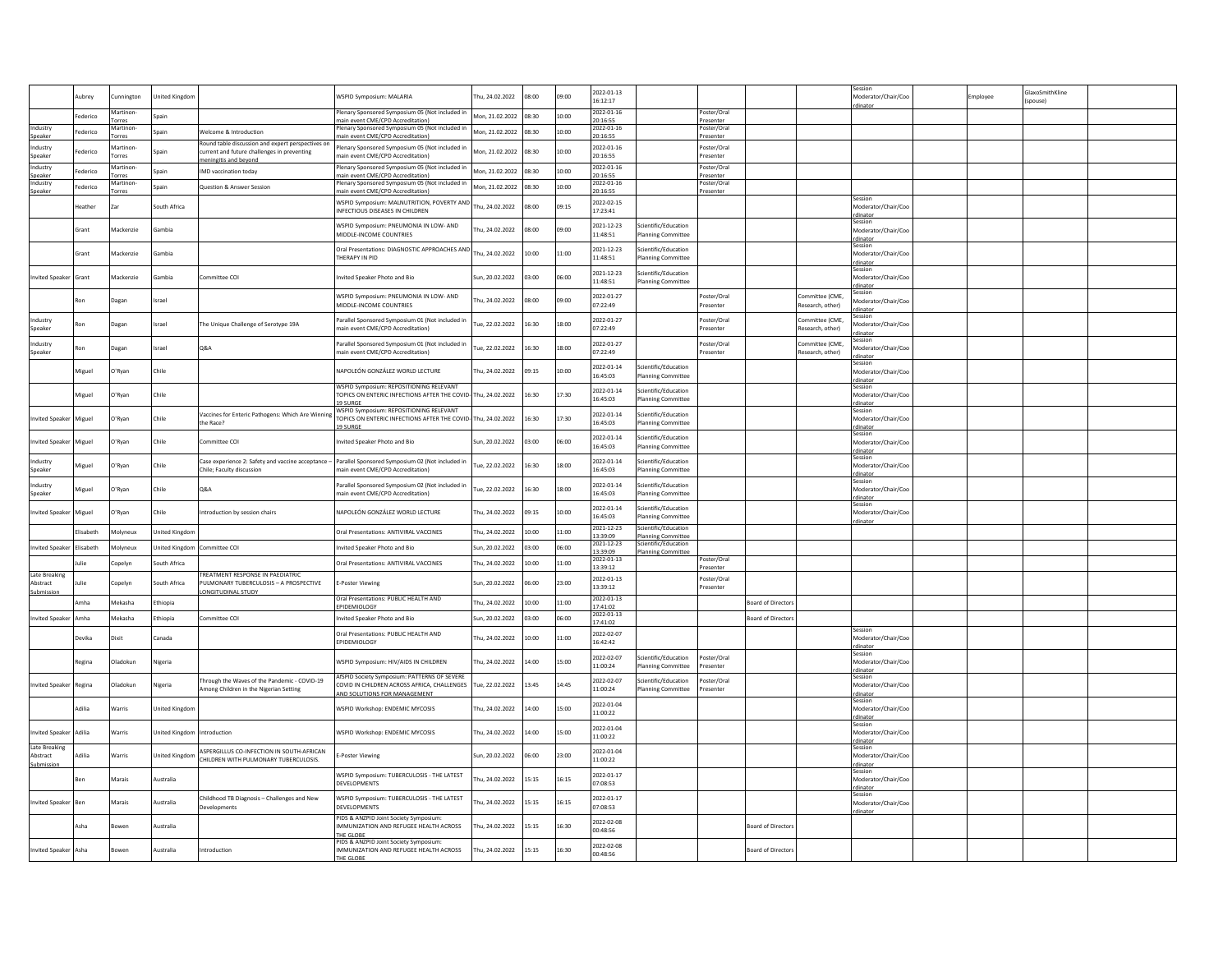| | | | | | | | | | | | | | | | | | | |
|---|---|---|---|---|---|---|---|---|---|---|---|---|---|---|---|---|---|---|
| | Aubrey | Cunnington | United Kingdom | | WSPID Symposium: MALARIA | Thu, 24.02.2022 | 08:00 | 09:00 | 2022-01-13 16:12:17 | | | | | Session Moderator/Chair/Coordinator | | Employee | GlaxoSmithKline (spouse) | |
| | Federico | Martinon-Torres | Spain | | Plenary Sponsored Symposium 05 (Not included in main event CME/CPD Accreditation) | Mon, 21.02.2022 | 08:30 | 10:00 | 2022-01-16 20:16:55 | | Poster/Oral Presenter | | | | | | | |
| Industry Speaker | Federico | Martinon-Torres | Spain | Welcome & Introduction | Plenary Sponsored Symposium 05 (Not included in main event CME/CPD Accreditation) | Mon, 21.02.2022 | 08:30 | 10:00 | 2022-01-16 20:16:55 | | Poster/Oral Presenter | | | | | | | |
| Industry Speaker | Federico | Martinon-Torres | Spain | Round table discussion and expert perspectives on current and future challenges in preventing meningitis and beyond | Plenary Sponsored Symposium 05 (Not included in main event CME/CPD Accreditation) | Mon, 21.02.2022 | 08:30 | 10:00 | 2022-01-16 20:16:55 | | Poster/Oral Presenter | | | | | | | |
| Industry Speaker | Federico | Martinon-Torres | Spain | IMD vaccination today | Plenary Sponsored Symposium 05 (Not included in main event CME/CPD Accreditation) | Mon, 21.02.2022 | 08:30 | 10:00 | 2022-01-16 20:16:55 | | Poster/Oral Presenter | | | | | | | |
| Industry Speaker | Federico | Martinon-Torres | Spain | Question & Answer Session | Plenary Sponsored Symposium 05 (Not included in main event CME/CPD Accreditation) | Mon, 21.02.2022 | 08:30 | 10:00 | 2022-01-16 20:16:55 | | Poster/Oral Presenter | | | | | | | |
| | Heather | Zar | South Africa | | WSPID Symposium: MALNUTRITION, POVERTY AND INFECTIOUS DISEASES IN CHILDREN | Thu, 24.02.2022 | 08:00 | 09:15 | 2022-02-15 17:23:41 | | | | | Session Moderator/Chair/Coordinator | | | | |
| | Grant | Mackenzie | Gambia | | WSPID Symposium: PNEUMONIA IN LOW- AND MIDDLE-INCOME COUNTRIES | Thu, 24.02.2022 | 08:00 | 09:00 | 2021-12-23 11:48:51 | Scientific/Education Planning Committee | | | | Session Moderator/Chair/Coordinator | | | | |
| | Grant | Mackenzie | Gambia | | Oral Presentations: DIAGNOSTIC APPROACHES AND THERAPY IN PID | Thu, 24.02.2022 | 10:00 | 11:00 | 2021-12-23 11:48:51 | Scientific/Education Planning Committee | | | | Session Moderator/Chair/Coordinator | | | | |
| Invited Speaker | Grant | Mackenzie | Gambia | Committee COI | Invited Speaker Photo and Bio | Sun, 20.02.2022 | 03:00 | 06:00 | 2021-12-23 11:48:51 | Scientific/Education Planning Committee | | | | Session Moderator/Chair/Coordinator | | | | |
| | Ron | Dagan | Israel | | WSPID Symposium: PNEUMONIA IN LOW- AND MIDDLE-INCOME COUNTRIES | Thu, 24.02.2022 | 08:00 | 09:00 | 2022-01-27 07:22:49 | | Poster/Oral Presenter | | Committee (CME, Research, other) | Session Moderator/Chair/Coordinator | | | | |
| Industry Speaker | Ron | Dagan | Israel | The Unique Challenge of Serotype 19A | Parallel Sponsored Symposium 01 (Not included in main event CME/CPD Accreditation) | Tue, 22.02.2022 | 16:30 | 18:00 | 2022-01-27 07:22:49 | | Poster/Oral Presenter | | Committee (CME, Research, other) | Session Moderator/Chair/Coordinator | | | | |
| Industry Speaker | Ron | Dagan | Israel | Q&A | Parallel Sponsored Symposium 01 (Not included in main event CME/CPD Accreditation) | Tue, 22.02.2022 | 16:30 | 18:00 | 2022-01-27 07:22:49 | | Poster/Oral Presenter | | Committee (CME, Research, other) | Session Moderator/Chair/Coordinator | | | | |
| | Miguel | O'Ryan | Chile | | NAPOLEÓN GONZÁLEZ WORLD LECTURE | Thu, 24.02.2022 | 09:15 | 10:00 | 2022-01-14 16:45:03 | Scientific/Education Planning Committee | | | | Session Moderator/Chair/Coordinator | | | | |
| | Miguel | O'Ryan | Chile | | WSPID Symposium: REPOSITIONING RELEVANT TOPICS ON ENTERIC INFECTIONS AFTER THE COVID-19 SURGE | Thu, 24.02.2022 | 16:30 | 17:30 | 2022-01-14 16:45:03 | Scientific/Education Planning Committee | | | | Session Moderator/Chair/Coordinator | | | | |
| Invited Speaker | Miguel | O'Ryan | Chile | Vaccines for Enteric Pathogens: Which Are Winning the Race? | WSPID Symposium: REPOSITIONING RELEVANT TOPICS ON ENTERIC INFECTIONS AFTER THE COVID-19 SURGE | Thu, 24.02.2022 | 16:30 | 17:30 | 2022-01-14 16:45:03 | Scientific/Education Planning Committee | | | | Session Moderator/Chair/Coordinator | | | | |
| Invited Speaker | Miguel | O'Ryan | Chile | Committee COI | Invited Speaker Photo and Bio | Sun, 20.02.2022 | 03:00 | 06:00 | 2022-01-14 16:45:03 | Scientific/Education Planning Committee | | | | Session Moderator/Chair/Coordinator | | | | |
| Industry Speaker | Miguel | O'Ryan | Chile | Case experience 2: Safety and vaccine acceptance – Chile; Faculty discussion | Parallel Sponsored Symposium 02 (Not included in main event CME/CPD Accreditation) | Tue, 22.02.2022 | 16:30 | 18:00 | 2022-01-14 16:45:03 | Scientific/Education Planning Committee | | | | Session Moderator/Chair/Coordinator | | | | |
| Industry Speaker | Miguel | O'Ryan | Chile | Q&A | Parallel Sponsored Symposium 02 (Not included in main event CME/CPD Accreditation) | Tue, 22.02.2022 | 16:30 | 18:00 | 2022-01-14 16:45:03 | Scientific/Education Planning Committee | | | | Session Moderator/Chair/Coordinator | | | | |
| Invited Speaker | Miguel | O'Ryan | Chile | Introduction by session chairs | NAPOLEÓN GONZÁLEZ WORLD LECTURE | Thu, 24.02.2022 | 09:15 | 10:00 | 2022-01-14 16:45:03 | Scientific/Education Planning Committee | | | | Session Moderator/Chair/Coordinator | | | | |
| | Elisabeth | Molyneux | United Kingdom | | Oral Presentations: ANTIVIRAL VACCINES | Thu, 24.02.2022 | 10:00 | 11:00 | 2021-12-23 13:39:09 | Scientific/Education Planning Committee | | | | | | | | |
| Invited Speaker | Elisabeth | Molyneux | United Kingdom | Committee COI | Invited Speaker Photo and Bio | Sun, 20.02.2022 | 03:00 | 06:00 | 2021-12-23 13:39:09 | Scientific/Education Planning Committee | | | | | | | | |
| | Julie | Copelyn | South Africa | | Oral Presentations: ANTIVIRAL VACCINES | Thu, 24.02.2022 | 10:00 | 11:00 | 2022-01-13 13:39:12 | | Poster/Oral Presenter | | | | | | | |
| Late Breaking Abstract Submission | Julie | Copelyn | South Africa | TREATMENT RESPONSE IN PAEDIATRIC PULMONARY TUBERCULOSIS – A PROSPECTIVE LONGITUDINAL STUDY | E-Poster Viewing | Sun, 20.02.2022 | 06:00 | 23:00 | 2022-01-13 13:39:12 | | Poster/Oral Presenter | | | | | | | |
| | Amha | Mekasha | Ethiopia | | Oral Presentations: PUBLIC HEALTH AND EPIDEMIOLOGY | Thu, 24.02.2022 | 10:00 | 11:00 | 2022-01-13 17:41:02 | | | Board of Directors | | | | | | |
| Invited Speaker | Amha | Mekasha | Ethiopia | Committee COI | Invited Speaker Photo and Bio | Sun, 20.02.2022 | 03:00 | 06:00 | 2022-01-13 17:41:02 | | | Board of Directors | | | | | | |
| | Devika | Dixit | Canada | | Oral Presentations: PUBLIC HEALTH AND EPIDEMIOLOGY | Thu, 24.02.2022 | 10:00 | 11:00 | 2022-02-07 16:42:42 | | | | | Session Moderator/Chair/Coordinator | | | | |
| | Regina | Oladokun | Nigeria | | WSPID Symposium: HIV/AIDS IN CHILDREN | Thu, 24.02.2022 | 14:00 | 15:00 | 2022-02-07 11:00:24 | Scientific/Education Planning Committee | Poster/Oral Presenter | | | Session Moderator/Chair/Coordinator | | | | |
| Invited Speaker | Regina | Oladokun | Nigeria | Through the Waves of the Pandemic - COVID-19 Among Children in the Nigerian Setting | AfSPID Society Symposium: PATTERNS OF SEVERE COVID IN CHILDREN ACROSS AFRICA, CHALLENGES AND SOLUTIONS FOR MANAGEMENT | Tue, 22.02.2022 | 13:45 | 14:45 | 2022-02-07 11:00:24 | Scientific/Education Planning Committee | Poster/Oral Presenter | | | Session Moderator/Chair/Coordinator | | | | |
| | Adilia | Warris | United Kingdom | | WSPID Workshop: ENDEMIC MYCOSIS | Thu, 24.02.2022 | 14:00 | 15:00 | 2022-01-04 11:00:22 | | | | | Session Moderator/Chair/Coordinator | | | | |
| Invited Speaker | Adilia | Warris | United Kingdom | Introduction | WSPID Workshop: ENDEMIC MYCOSIS | Thu, 24.02.2022 | 14:00 | 15:00 | 2022-01-04 11:00:22 | | | | | Session Moderator/Chair/Coordinator | | | | |
| Late Breaking Abstract Submission | Adilia | Warris | United Kingdom | ASPERGILLUS CO-INFECTION IN SOUTH-AFRICAN CHILDREN WITH PULMONARY TUBERCULOSIS. | E-Poster Viewing | Sun, 20.02.2022 | 06:00 | 23:00 | 2022-01-04 11:00:22 | | | | | Session Moderator/Chair/Coordinator | | | | |
| | Ben | Marais | Australia | | WSPID Symposium: TUBERCULOSIS - THE LATEST DEVELOPMENTS | Thu, 24.02.2022 | 15:15 | 16:15 | 2022-01-17 07:08:53 | | | | | Session Moderator/Chair/Coordinator | | | | |
| Invited Speaker | Ben | Marais | Australia | Childhood TB Diagnosis – Challenges and New Developments | WSPID Symposium: TUBERCULOSIS - THE LATEST DEVELOPMENTS | Thu, 24.02.2022 | 15:15 | 16:15 | 2022-01-17 07:08:53 | | | | | Session Moderator/Chair/Coordinator | | | | |
| | Asha | Bowen | Australia | | PIDS & ANZPID Joint Society Symposium: IMMUNIZATION AND REFUGEE HEALTH ACROSS THE GLOBE | Thu, 24.02.2022 | 15:15 | 16:30 | 2022-02-08 00:48:56 | | | Board of Directors | | | | | | |
| Invited Speaker | Asha | Bowen | Australia | Introduction | PIDS & ANZPID Joint Society Symposium: IMMUNIZATION AND REFUGEE HEALTH ACROSS THE GLOBE | Thu, 24.02.2022 | 15:15 | 16:30 | 2022-02-08 00:48:56 | | | Board of Directors | | | | | | |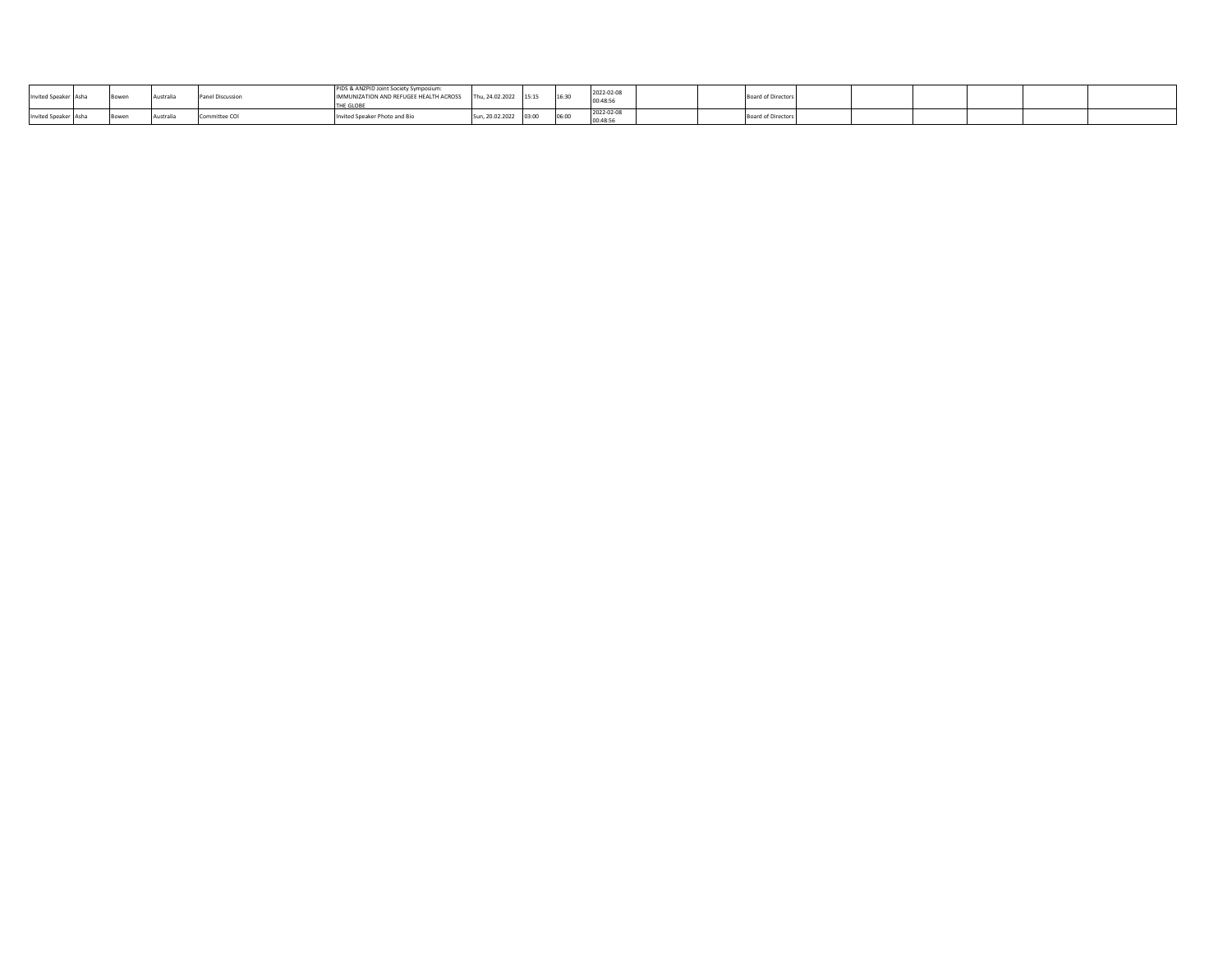| | | | | | | | | | | | | | | | | | | |
|---|---|---|---|---|---|---|---|---|---|---|---|---|---|---|---|---|---|---|
| Invited Speaker | Asha | Bowen | Australia | Panel Discussion | PIDS & ANZPID Joint Society Symposium: IMMUNIZATION AND REFUGEE HEALTH ACROSS THE GLOBE | Thu, 24.02.2022 | 15:15 | 16:30 | 2022-02-08 00:48:56 | | | Board of Directors | | | | | | |
| Invited Speaker | Asha | Bowen | Australia | Committee COI | Invited Speaker Photo and Bio | Sun, 20.02.2022 | 03:00 | 06:00 | 2022-02-08 00:48:56 | | | Board of Directors | | | | | | |